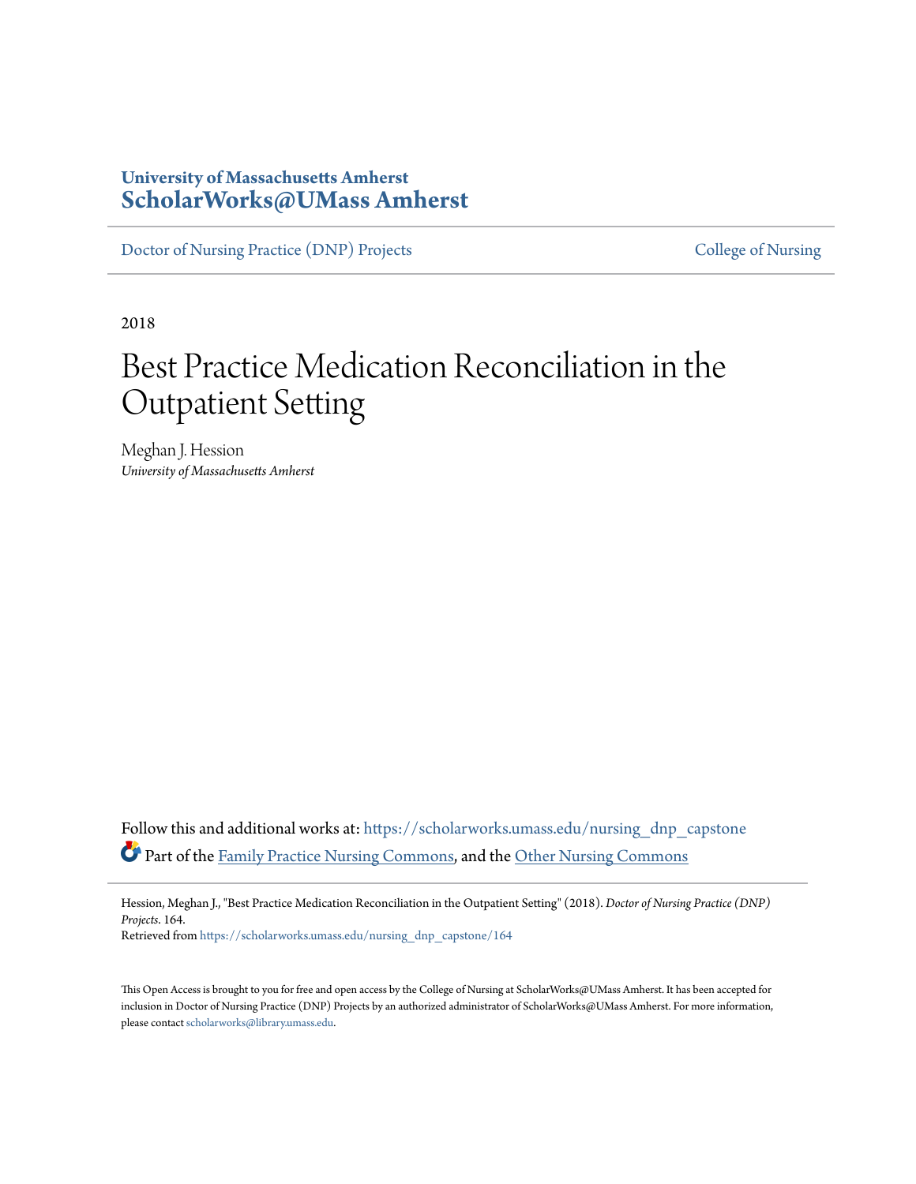University of Massachusetts Amherst
**ScholarWorks@UMass Amherst**

Doctor of Nursing Practice (DNP) Projects | College of Nursing

2018

# Best Practice Medication Reconciliation in the Outpatient Setting

Meghan J. Hession
*University of Massachusetts Amherst*

Follow this and additional works at: https://scholarworks.umass.edu/nursing_dnp_capstone

Part of the Family Practice Nursing Commons, and the Other Nursing Commons

Hession, Meghan J., "Best Practice Medication Reconciliation in the Outpatient Setting" (2018). *Doctor of Nursing Practice (DNP) Projects*. 164.
Retrieved from https://scholarworks.umass.edu/nursing_dnp_capstone/164

This Open Access is brought to you for free and open access by the College of Nursing at ScholarWorks@UMass Amherst. It has been accepted for inclusion in Doctor of Nursing Practice (DNP) Projects by an authorized administrator of ScholarWorks@UMass Amherst. For more information, please contact scholarworks@library.umass.edu.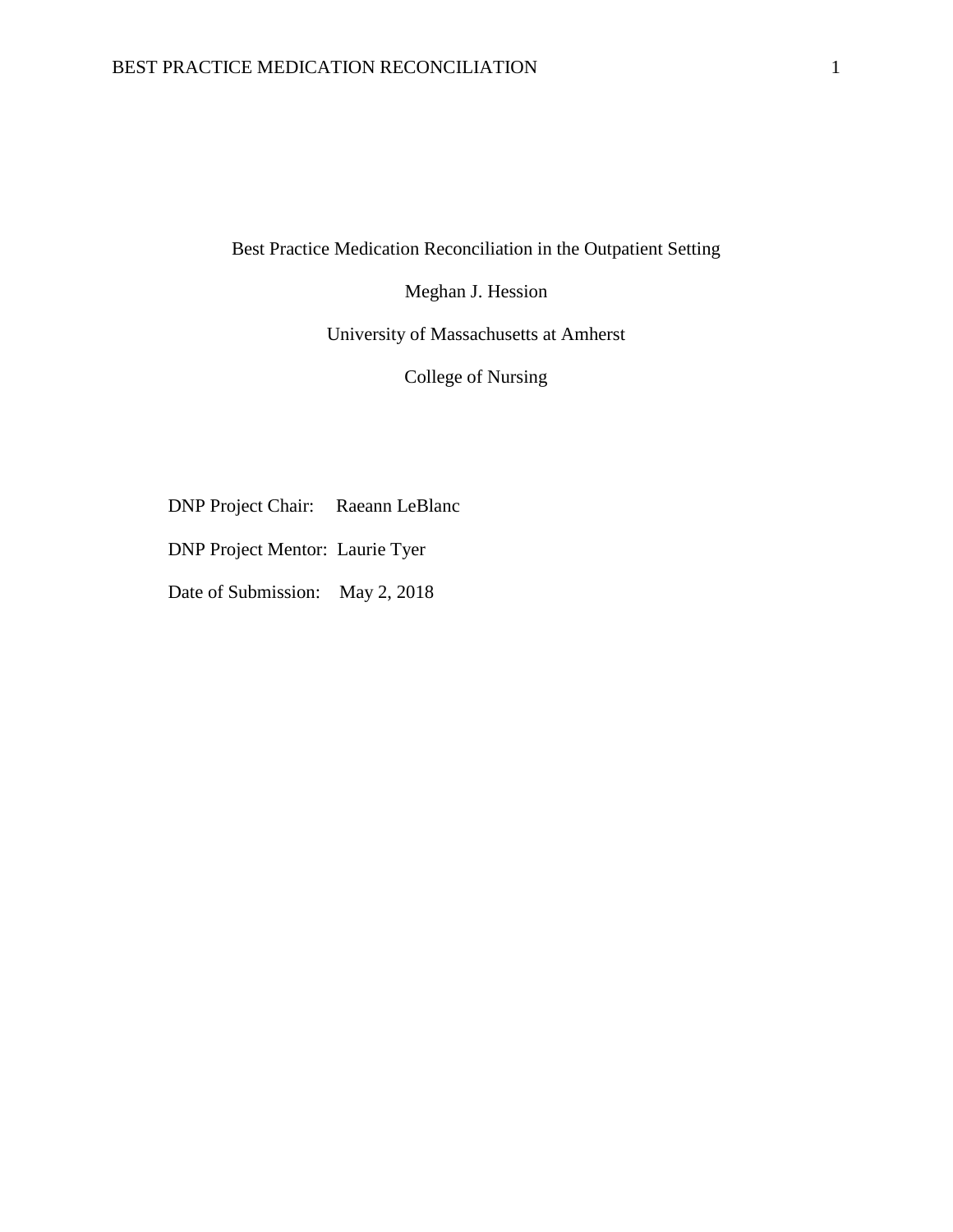Best Practice Medication Reconciliation in the Outpatient Setting

Meghan J. Hession

University of Massachusetts at Amherst

College of Nursing

DNP Project Chair: Raeann LeBlanc

DNP Project Mentor: Laurie Tyer

Date of Submission: May 2, 2018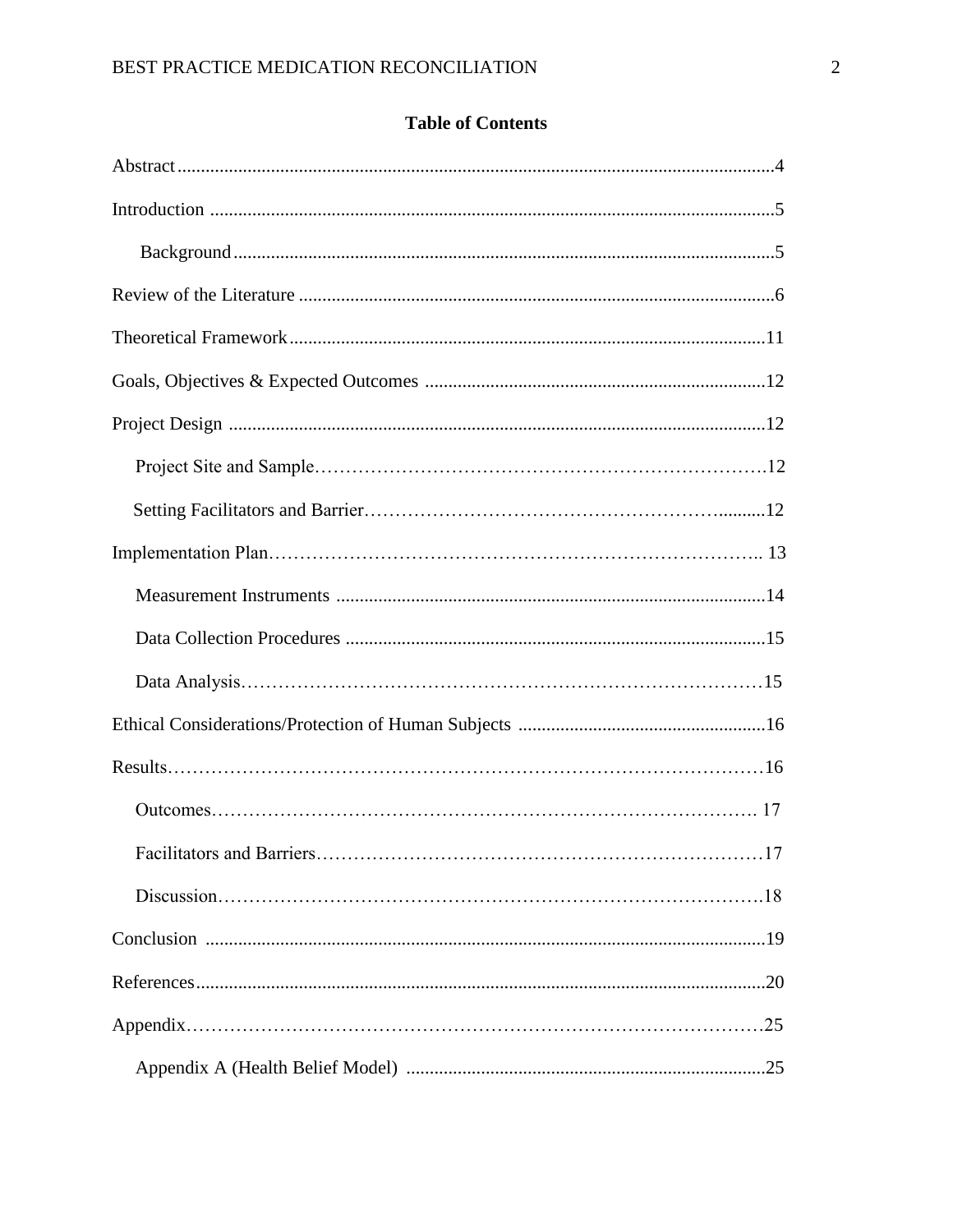## Table of Contents

Abstract....................................................................................................................4

Introduction ..............................................................................................................5

Background ..........................................................................................................5

Review of the Literature .............................................................................................6

Theoretical Framework .............................................................................................11

Goals, Objectives & Expected Outcomes ..................................................................12

Project Design ..........................................................................................................12

Project Site and Sample.........................................................................................12

Setting Facilitators and Barrier...............................................................................12

Implementation Plan.................................................................................................13

Measurement Instruments .....................................................................................14

Data Collection Procedures ...................................................................................15

Data Analysis.........................................................................................................15

Ethical Considerations/Protection of Human Subjects ...............................................16

Results.....................................................................................................................16

Outcomes.............................................................................................................17

Facilitators and Barriers.........................................................................................17

Discussion............................................................................................................18

Conclusion ..............................................................................................................19

References...............................................................................................................20

Appendix..................................................................................................................25

Appendix A (Health Belief Model) ..........................................................................25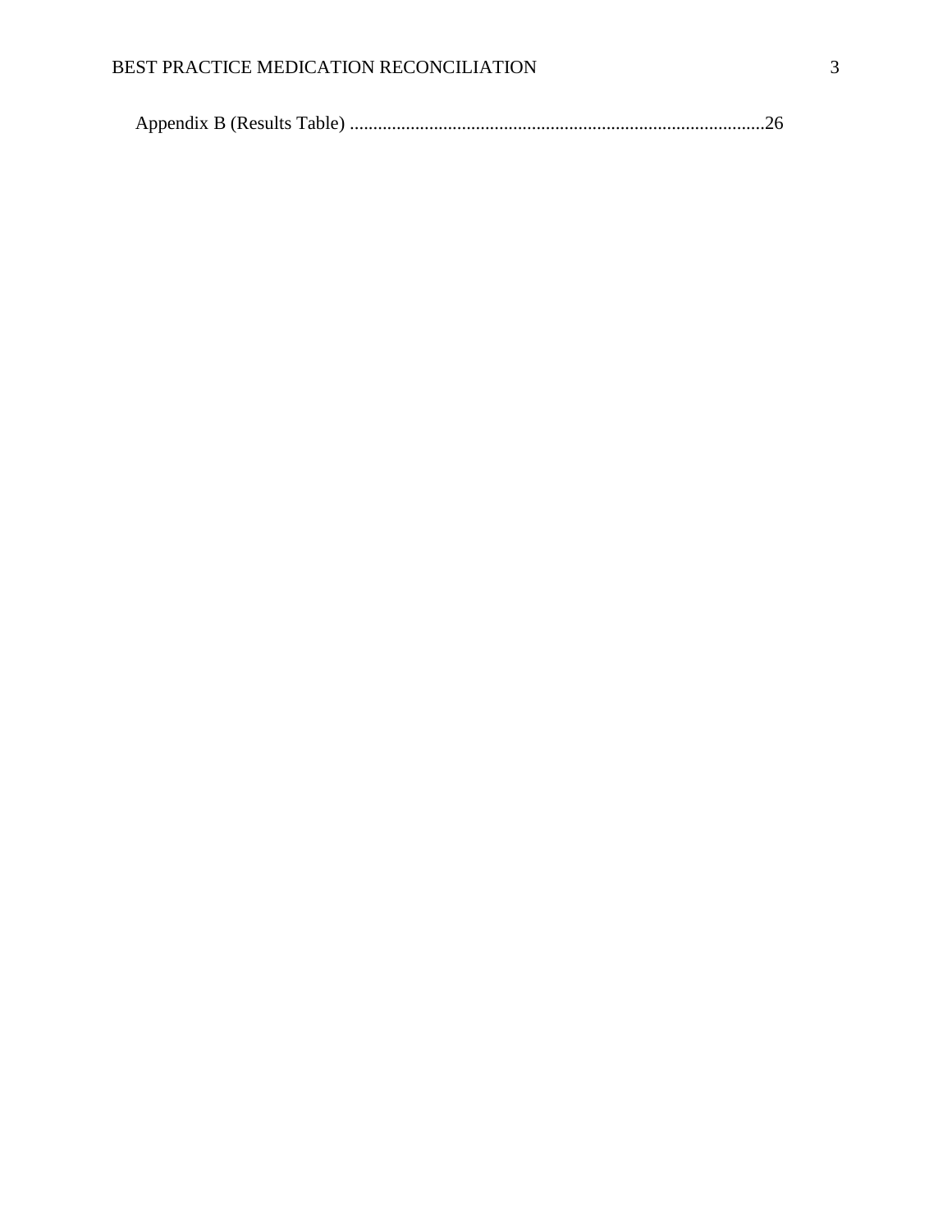Appendix B (Results Table) .........................................................................................26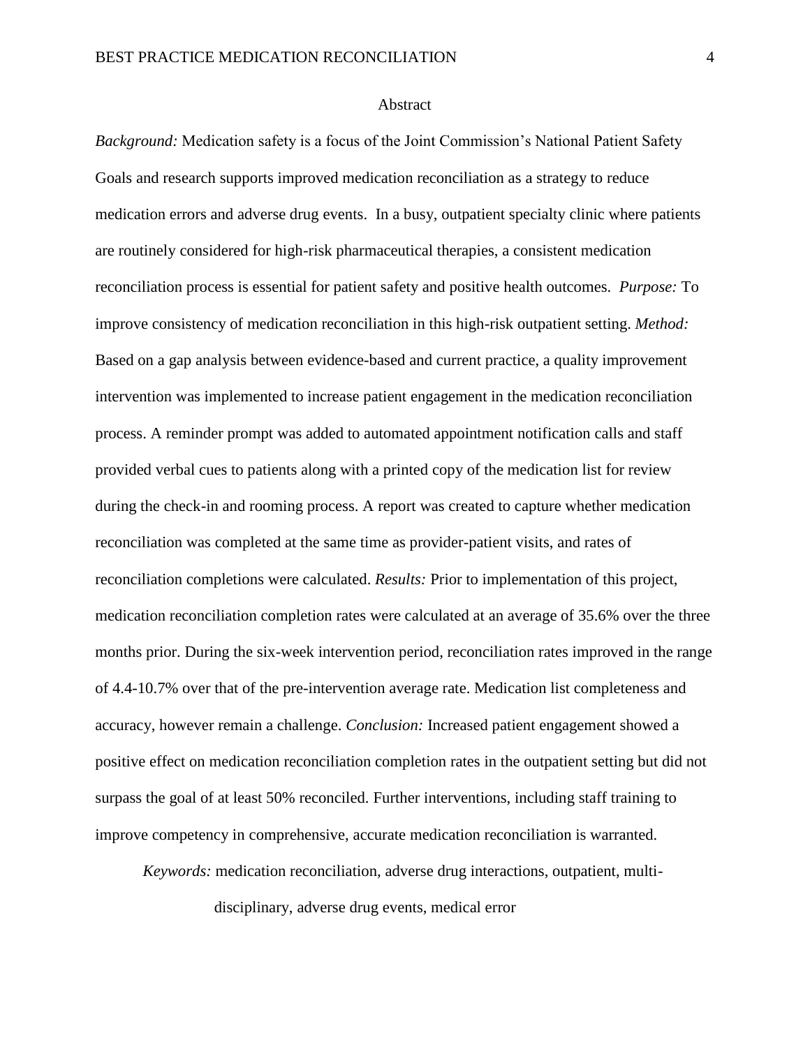# Abstract

*Background:* Medication safety is a focus of the Joint Commission's National Patient Safety Goals and research supports improved medication reconciliation as a strategy to reduce medication errors and adverse drug events. In a busy, outpatient specialty clinic where patients are routinely considered for high-risk pharmaceutical therapies, a consistent medication reconciliation process is essential for patient safety and positive health outcomes. *Purpose:* To improve consistency of medication reconciliation in this high-risk outpatient setting. *Method:* Based on a gap analysis between evidence-based and current practice, a quality improvement intervention was implemented to increase patient engagement in the medication reconciliation process. A reminder prompt was added to automated appointment notification calls and staff provided verbal cues to patients along with a printed copy of the medication list for review during the check-in and rooming process. A report was created to capture whether medication reconciliation was completed at the same time as provider-patient visits, and rates of reconciliation completions were calculated. *Results:* Prior to implementation of this project, medication reconciliation completion rates were calculated at an average of 35.6% over the three months prior. During the six-week intervention period, reconciliation rates improved in the range of 4.4-10.7% over that of the pre-intervention average rate. Medication list completeness and accuracy, however remain a challenge. *Conclusion:* Increased patient engagement showed a positive effect on medication reconciliation completion rates in the outpatient setting but did not surpass the goal of at least 50% reconciled. Further interventions, including staff training to improve competency in comprehensive, accurate medication reconciliation is warranted.

*Keywords:* medication reconciliation, adverse drug interactions, outpatient, multi-disciplinary, adverse drug events, medical error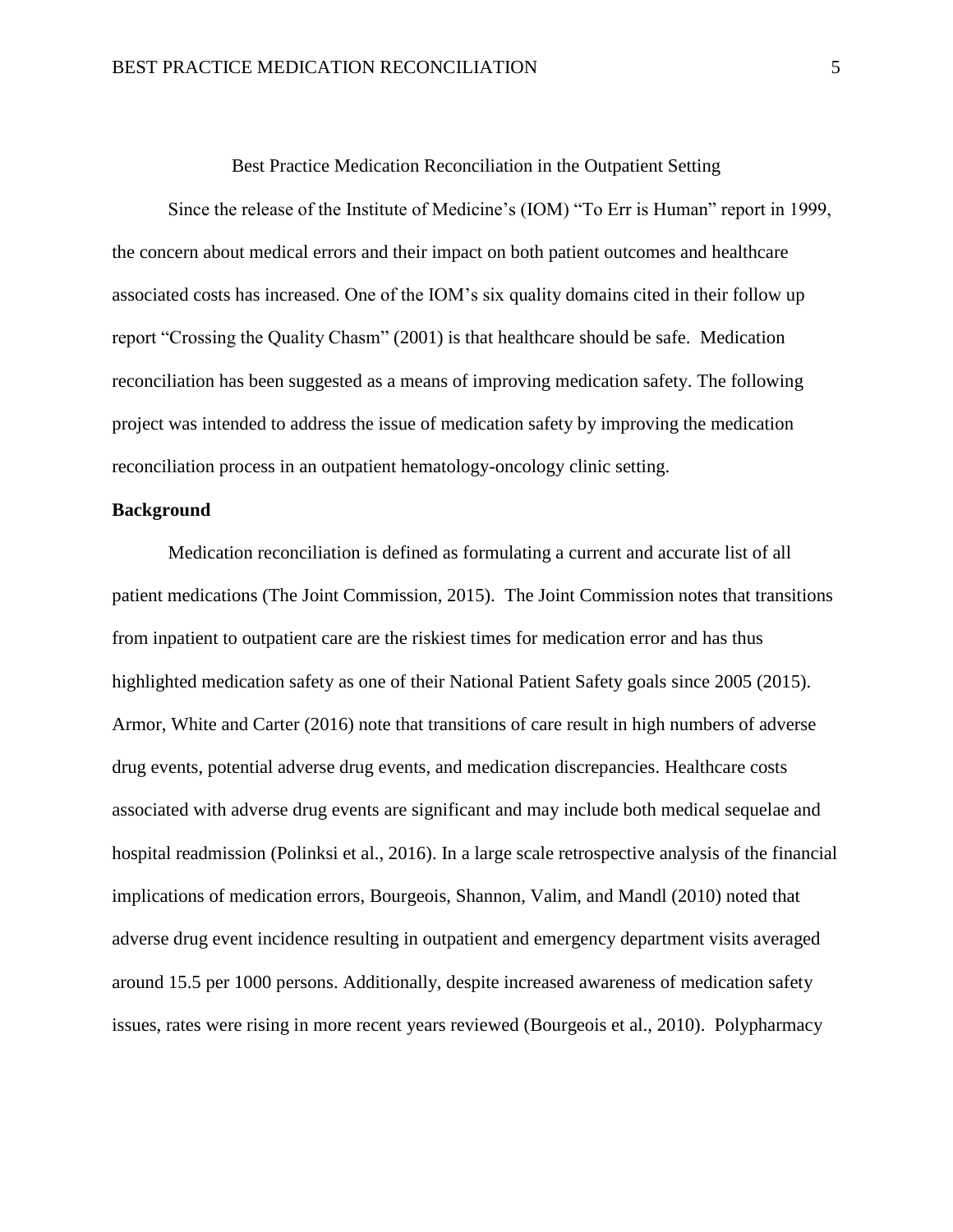Best Practice Medication Reconciliation in the Outpatient Setting

Since the release of the Institute of Medicine's (IOM) "To Err is Human" report in 1999, the concern about medical errors and their impact on both patient outcomes and healthcare associated costs has increased. One of the IOM's six quality domains cited in their follow up report "Crossing the Quality Chasm" (2001) is that healthcare should be safe. Medication reconciliation has been suggested as a means of improving medication safety. The following project was intended to address the issue of medication safety by improving the medication reconciliation process in an outpatient hematology-oncology clinic setting.

## Background

Medication reconciliation is defined as formulating a current and accurate list of all patient medications (The Joint Commission, 2015). The Joint Commission notes that transitions from inpatient to outpatient care are the riskiest times for medication error and has thus highlighted medication safety as one of their National Patient Safety goals since 2005 (2015). Armor, White and Carter (2016) note that transitions of care result in high numbers of adverse drug events, potential adverse drug events, and medication discrepancies. Healthcare costs associated with adverse drug events are significant and may include both medical sequelae and hospital readmission (Polinksi et al., 2016). In a large scale retrospective analysis of the financial implications of medication errors, Bourgeois, Shannon, Valim, and Mandl (2010) noted that adverse drug event incidence resulting in outpatient and emergency department visits averaged around 15.5 per 1000 persons. Additionally, despite increased awareness of medication safety issues, rates were rising in more recent years reviewed (Bourgeois et al., 2010). Polypharmacy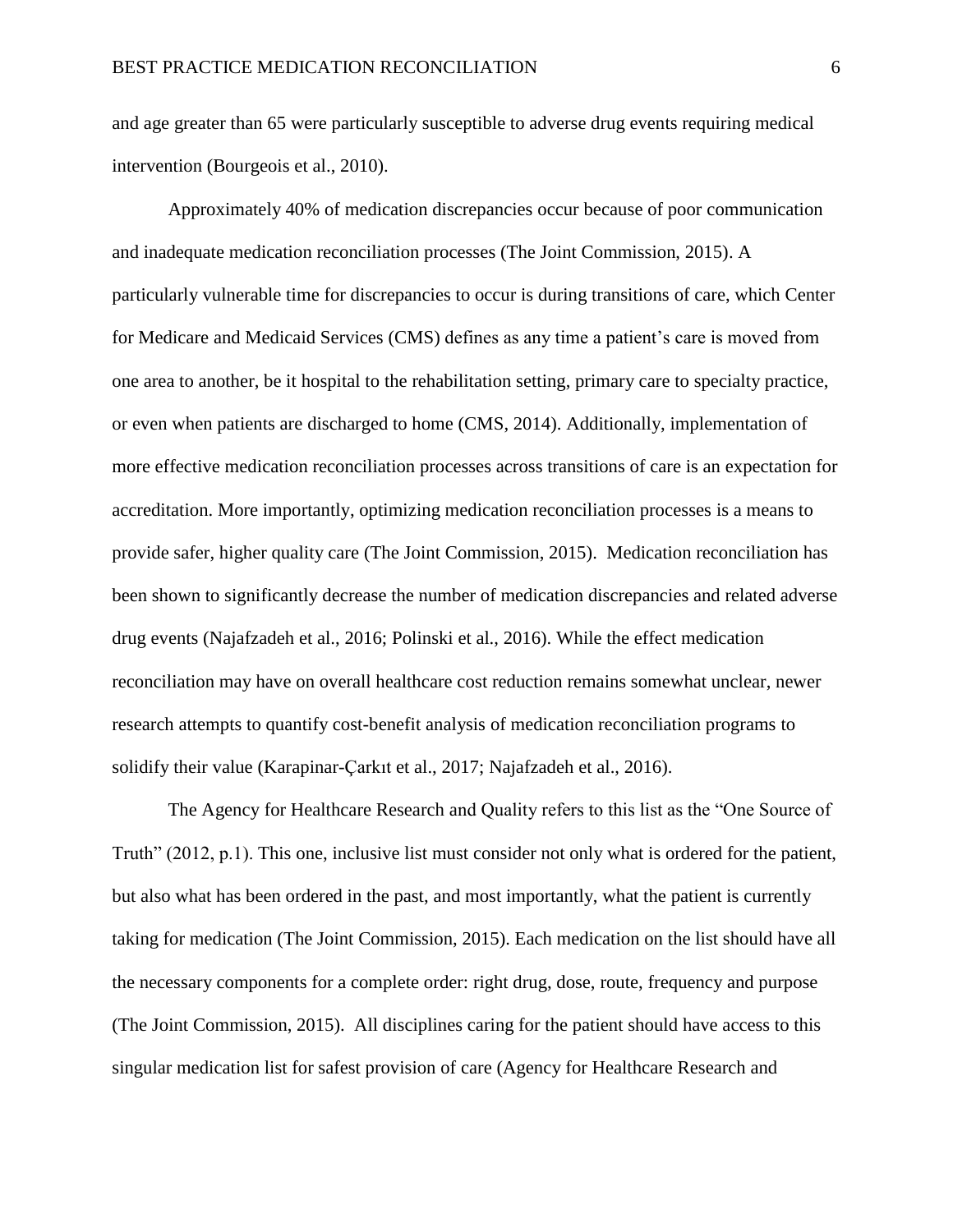and age greater than 65 were particularly susceptible to adverse drug events requiring medical intervention (Bourgeois et al., 2010).

Approximately 40% of medication discrepancies occur because of poor communication and inadequate medication reconciliation processes (The Joint Commission, 2015). A particularly vulnerable time for discrepancies to occur is during transitions of care, which Center for Medicare and Medicaid Services (CMS) defines as any time a patient's care is moved from one area to another, be it hospital to the rehabilitation setting, primary care to specialty practice, or even when patients are discharged to home (CMS, 2014). Additionally, implementation of more effective medication reconciliation processes across transitions of care is an expectation for accreditation. More importantly, optimizing medication reconciliation processes is a means to provide safer, higher quality care (The Joint Commission, 2015). Medication reconciliation has been shown to significantly decrease the number of medication discrepancies and related adverse drug events (Najafzadeh et al., 2016; Polinski et al., 2016). While the effect medication reconciliation may have on overall healthcare cost reduction remains somewhat unclear, newer research attempts to quantify cost-benefit analysis of medication reconciliation programs to solidify their value (Karapinar-Çarkıt et al., 2017; Najafzadeh et al., 2016).

The Agency for Healthcare Research and Quality refers to this list as the "One Source of Truth" (2012, p.1). This one, inclusive list must consider not only what is ordered for the patient, but also what has been ordered in the past, and most importantly, what the patient is currently taking for medication (The Joint Commission, 2015). Each medication on the list should have all the necessary components for a complete order: right drug, dose, route, frequency and purpose (The Joint Commission, 2015). All disciplines caring for the patient should have access to this singular medication list for safest provision of care (Agency for Healthcare Research and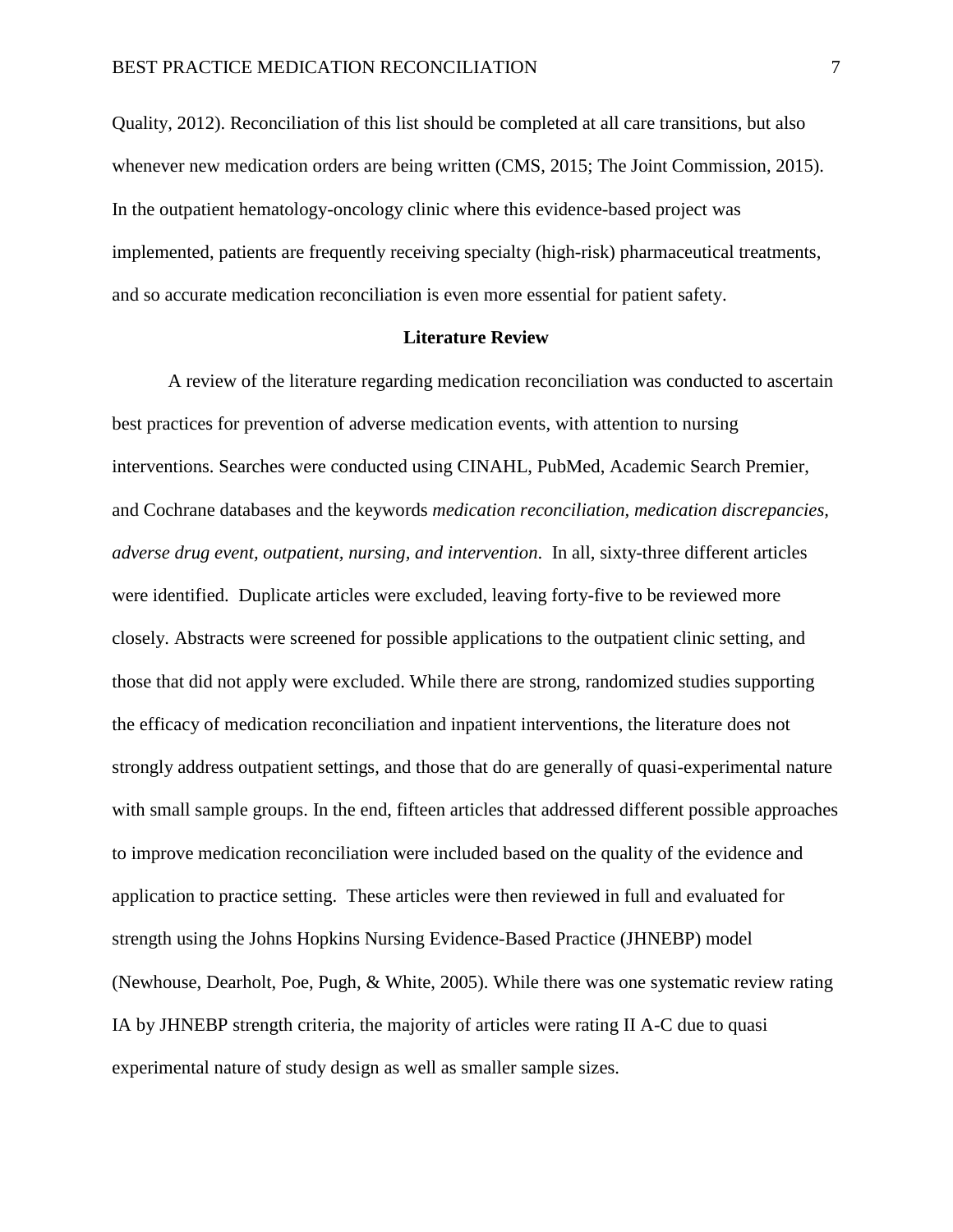Quality, 2012). Reconciliation of this list should be completed at all care transitions, but also whenever new medication orders are being written (CMS, 2015; The Joint Commission, 2015). In the outpatient hematology-oncology clinic where this evidence-based project was implemented, patients are frequently receiving specialty (high-risk) pharmaceutical treatments, and so accurate medication reconciliation is even more essential for patient safety.

## Literature Review

A review of the literature regarding medication reconciliation was conducted to ascertain best practices for prevention of adverse medication events, with attention to nursing interventions. Searches were conducted using CINAHL, PubMed, Academic Search Premier, and Cochrane databases and the keywords *medication reconciliation, medication discrepancies, adverse drug event, outpatient, nursing, and intervention*. In all, sixty-three different articles were identified. Duplicate articles were excluded, leaving forty-five to be reviewed more closely. Abstracts were screened for possible applications to the outpatient clinic setting, and those that did not apply were excluded. While there are strong, randomized studies supporting the efficacy of medication reconciliation and inpatient interventions, the literature does not strongly address outpatient settings, and those that do are generally of quasi-experimental nature with small sample groups. In the end, fifteen articles that addressed different possible approaches to improve medication reconciliation were included based on the quality of the evidence and application to practice setting. These articles were then reviewed in full and evaluated for strength using the Johns Hopkins Nursing Evidence-Based Practice (JHNEBP) model (Newhouse, Dearholt, Poe, Pugh, & White, 2005). While there was one systematic review rating IA by JHNEBP strength criteria, the majority of articles were rating II A-C due to quasi experimental nature of study design as well as smaller sample sizes.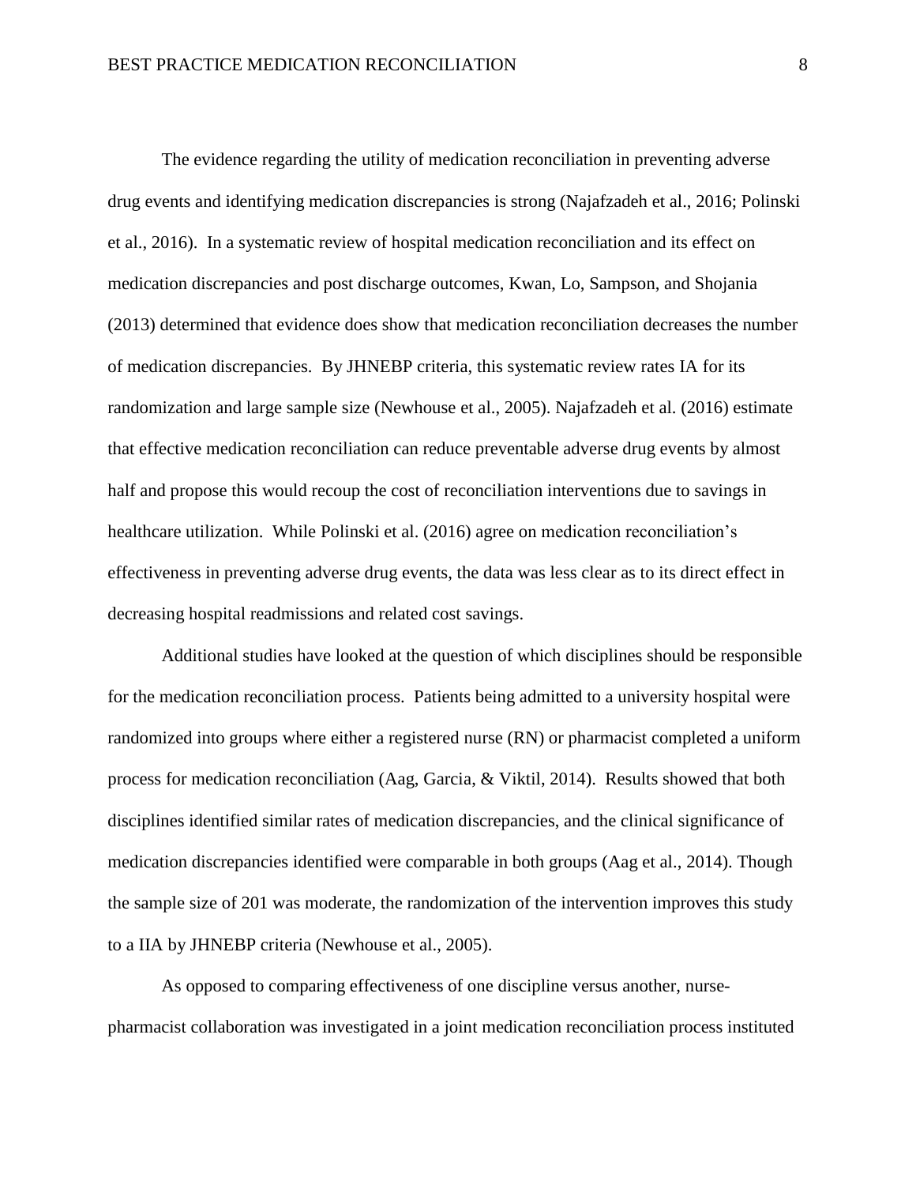The evidence regarding the utility of medication reconciliation in preventing adverse drug events and identifying medication discrepancies is strong (Najafzadeh et al., 2016; Polinski et al., 2016). In a systematic review of hospital medication reconciliation and its effect on medication discrepancies and post discharge outcomes, Kwan, Lo, Sampson, and Shojania (2013) determined that evidence does show that medication reconciliation decreases the number of medication discrepancies. By JHNEBP criteria, this systematic review rates IA for its randomization and large sample size (Newhouse et al., 2005). Najafzadeh et al. (2016) estimate that effective medication reconciliation can reduce preventable adverse drug events by almost half and propose this would recoup the cost of reconciliation interventions due to savings in healthcare utilization. While Polinski et al. (2016) agree on medication reconciliation's effectiveness in preventing adverse drug events, the data was less clear as to its direct effect in decreasing hospital readmissions and related cost savings.

Additional studies have looked at the question of which disciplines should be responsible for the medication reconciliation process. Patients being admitted to a university hospital were randomized into groups where either a registered nurse (RN) or pharmacist completed a uniform process for medication reconciliation (Aag, Garcia, & Viktil, 2014). Results showed that both disciplines identified similar rates of medication discrepancies, and the clinical significance of medication discrepancies identified were comparable in both groups (Aag et al., 2014). Though the sample size of 201 was moderate, the randomization of the intervention improves this study to a IIA by JHNEBP criteria (Newhouse et al., 2005).

As opposed to comparing effectiveness of one discipline versus another, nurse-pharmacist collaboration was investigated in a joint medication reconciliation process instituted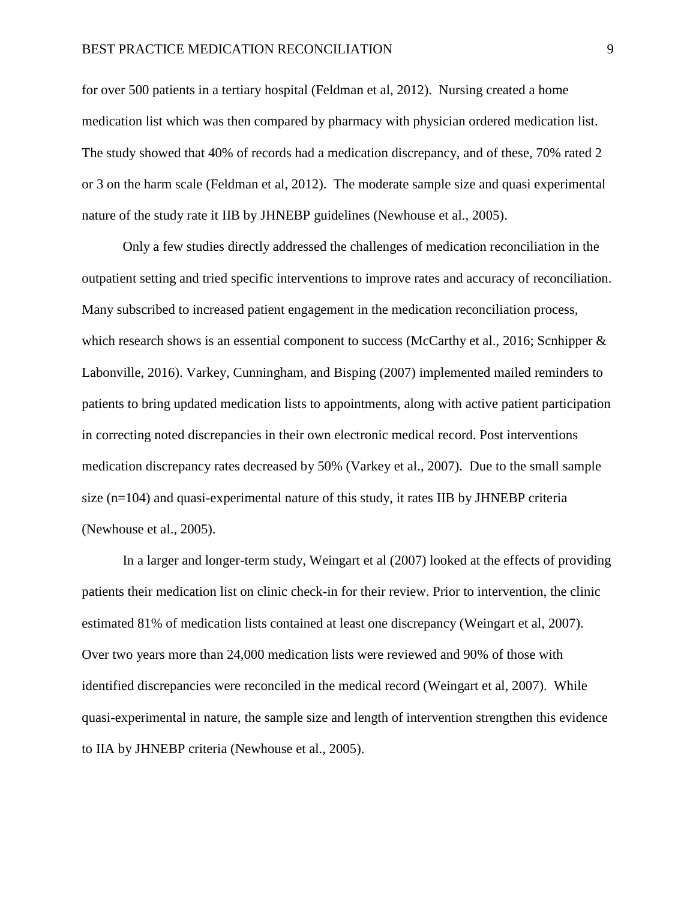for over 500 patients in a tertiary hospital (Feldman et al, 2012). Nursing created a home medication list which was then compared by pharmacy with physician ordered medication list. The study showed that 40% of records had a medication discrepancy, and of these, 70% rated 2 or 3 on the harm scale (Feldman et al, 2012). The moderate sample size and quasi experimental nature of the study rate it IIB by JHNEBP guidelines (Newhouse et al., 2005).

Only a few studies directly addressed the challenges of medication reconciliation in the outpatient setting and tried specific interventions to improve rates and accuracy of reconciliation. Many subscribed to increased patient engagement in the medication reconciliation process, which research shows is an essential component to success (McCarthy et al., 2016; Scnhipper & Labonville, 2016). Varkey, Cunningham, and Bisping (2007) implemented mailed reminders to patients to bring updated medication lists to appointments, along with active patient participation in correcting noted discrepancies in their own electronic medical record. Post interventions medication discrepancy rates decreased by 50% (Varkey et al., 2007). Due to the small sample size (n=104) and quasi-experimental nature of this study, it rates IIB by JHNEBP criteria (Newhouse et al., 2005).

In a larger and longer-term study, Weingart et al (2007) looked at the effects of providing patients their medication list on clinic check-in for their review. Prior to intervention, the clinic estimated 81% of medication lists contained at least one discrepancy (Weingart et al, 2007). Over two years more than 24,000 medication lists were reviewed and 90% of those with identified discrepancies were reconciled in the medical record (Weingart et al, 2007). While quasi-experimental in nature, the sample size and length of intervention strengthen this evidence to IIA by JHNEBP criteria (Newhouse et al., 2005).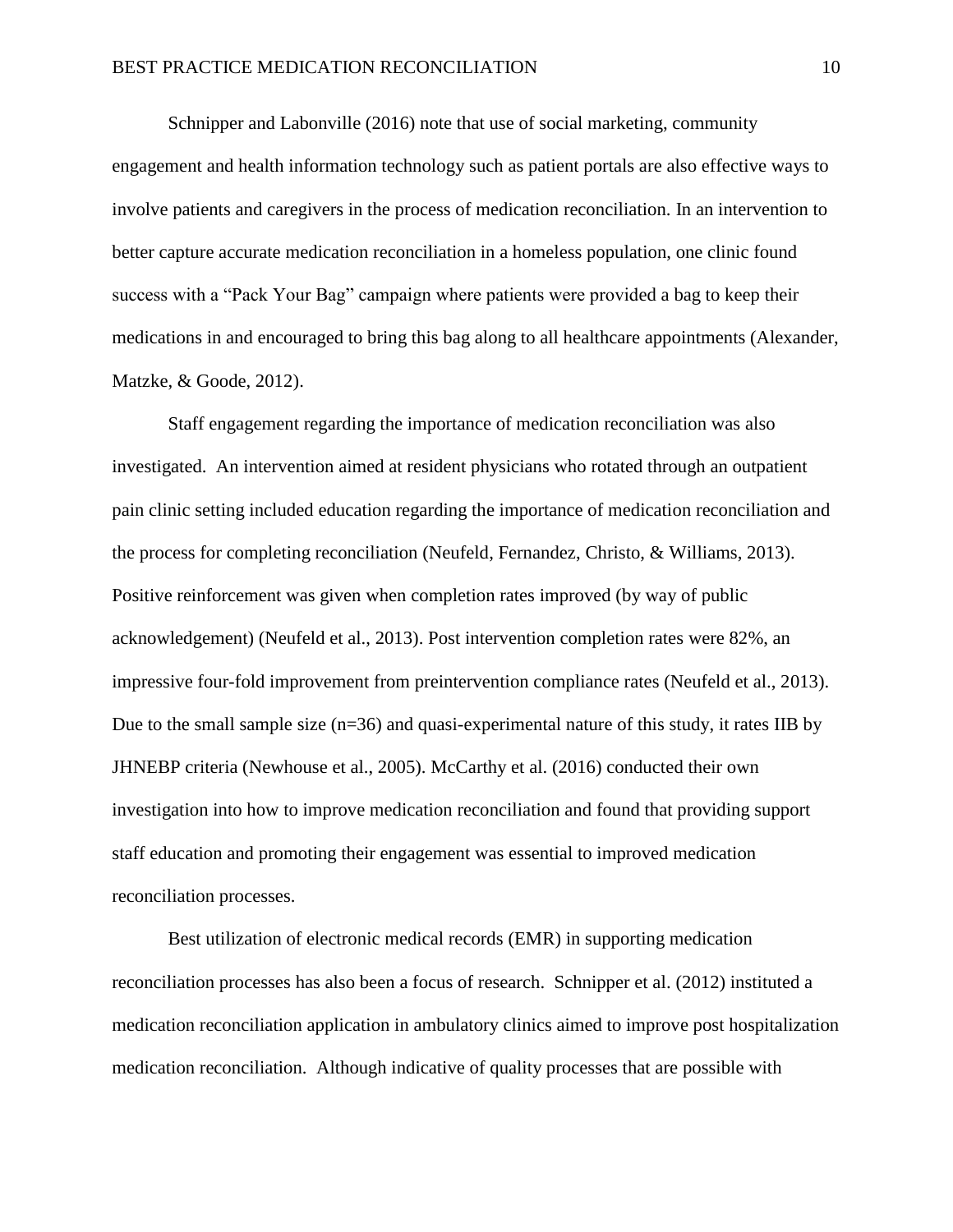Schnipper and Labonville (2016) note that use of social marketing, community engagement and health information technology such as patient portals are also effective ways to involve patients and caregivers in the process of medication reconciliation. In an intervention to better capture accurate medication reconciliation in a homeless population, one clinic found success with a "Pack Your Bag" campaign where patients were provided a bag to keep their medications in and encouraged to bring this bag along to all healthcare appointments (Alexander, Matzke, & Goode, 2012).

Staff engagement regarding the importance of medication reconciliation was also investigated. An intervention aimed at resident physicians who rotated through an outpatient pain clinic setting included education regarding the importance of medication reconciliation and the process for completing reconciliation (Neufeld, Fernandez, Christo, & Williams, 2013). Positive reinforcement was given when completion rates improved (by way of public acknowledgement) (Neufeld et al., 2013). Post intervention completion rates were 82%, an impressive four-fold improvement from preintervention compliance rates (Neufeld et al., 2013). Due to the small sample size (n=36) and quasi-experimental nature of this study, it rates IIB by JHNEBP criteria (Newhouse et al., 2005). McCarthy et al. (2016) conducted their own investigation into how to improve medication reconciliation and found that providing support staff education and promoting their engagement was essential to improved medication reconciliation processes.

Best utilization of electronic medical records (EMR) in supporting medication reconciliation processes has also been a focus of research. Schnipper et al. (2012) instituted a medication reconciliation application in ambulatory clinics aimed to improve post hospitalization medication reconciliation. Although indicative of quality processes that are possible with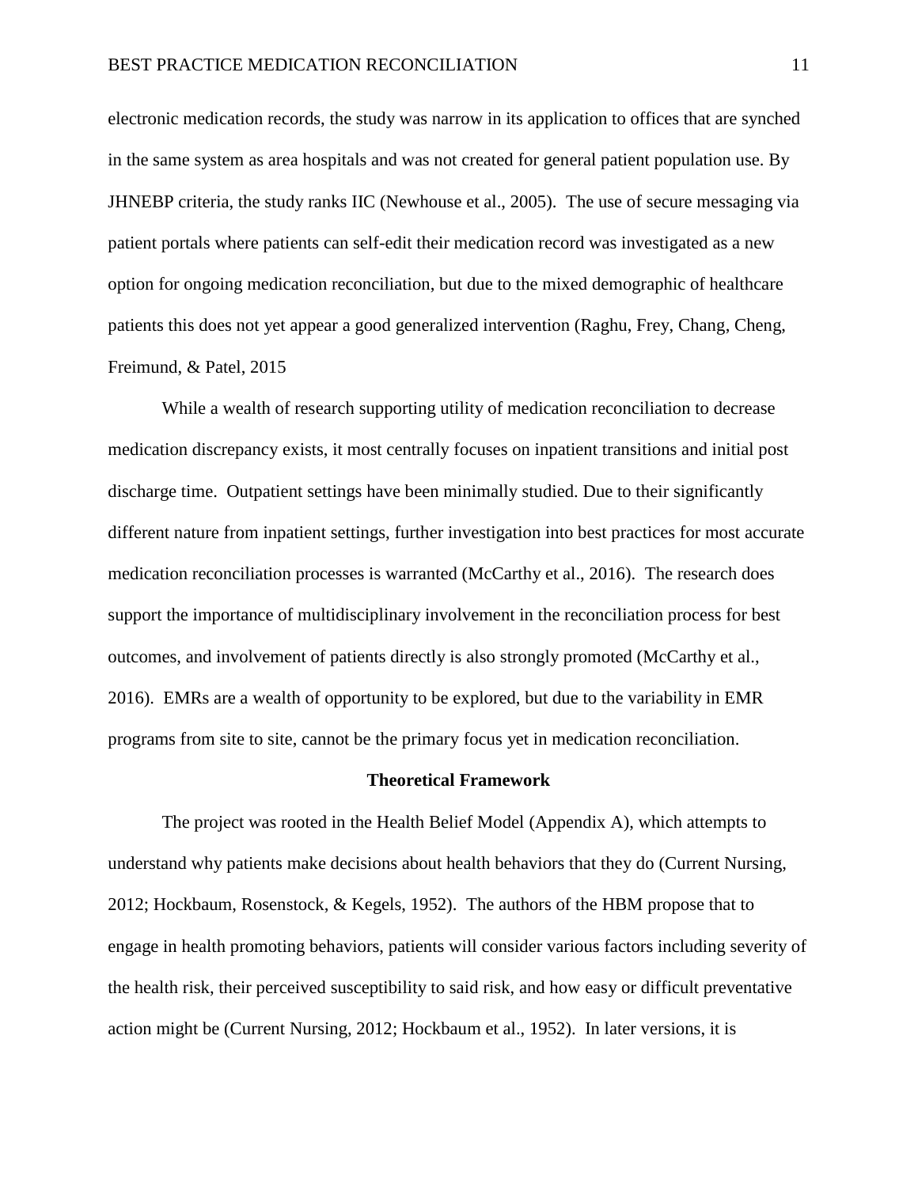electronic medication records, the study was narrow in its application to offices that are synched in the same system as area hospitals and was not created for general patient population use. By JHNEBP criteria, the study ranks IIC (Newhouse et al., 2005). The use of secure messaging via patient portals where patients can self-edit their medication record was investigated as a new option for ongoing medication reconciliation, but due to the mixed demographic of healthcare patients this does not yet appear a good generalized intervention (Raghu, Frey, Chang, Cheng, Freimund, & Patel, 2015

While a wealth of research supporting utility of medication reconciliation to decrease medication discrepancy exists, it most centrally focuses on inpatient transitions and initial post discharge time. Outpatient settings have been minimally studied. Due to their significantly different nature from inpatient settings, further investigation into best practices for most accurate medication reconciliation processes is warranted (McCarthy et al., 2016). The research does support the importance of multidisciplinary involvement in the reconciliation process for best outcomes, and involvement of patients directly is also strongly promoted (McCarthy et al., 2016). EMRs are a wealth of opportunity to be explored, but due to the variability in EMR programs from site to site, cannot be the primary focus yet in medication reconciliation.

## Theoretical Framework

The project was rooted in the Health Belief Model (Appendix A), which attempts to understand why patients make decisions about health behaviors that they do (Current Nursing, 2012; Hockbaum, Rosenstock, & Kegels, 1952). The authors of the HBM propose that to engage in health promoting behaviors, patients will consider various factors including severity of the health risk, their perceived susceptibility to said risk, and how easy or difficult preventative action might be (Current Nursing, 2012; Hockbaum et al., 1952). In later versions, it is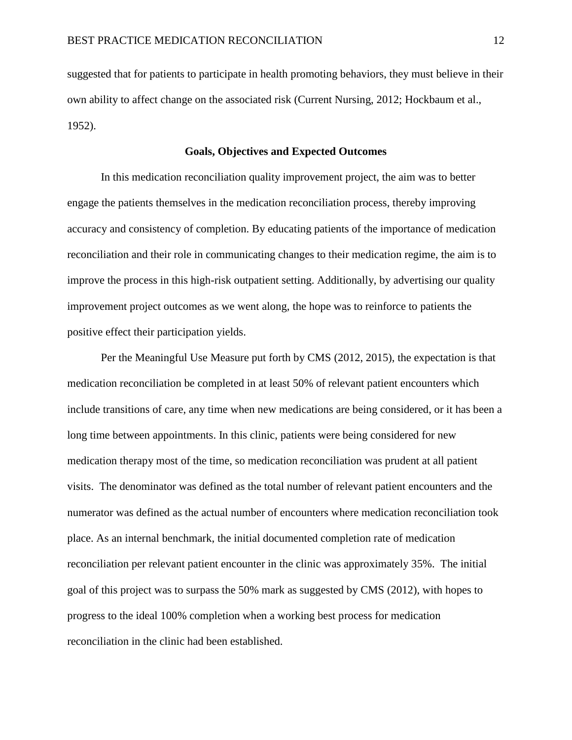suggested that for patients to participate in health promoting behaviors, they must believe in their own ability to affect change on the associated risk (Current Nursing, 2012; Hockbaum et al., 1952).

## Goals, Objectives and Expected Outcomes

In this medication reconciliation quality improvement project, the aim was to better engage the patients themselves in the medication reconciliation process, thereby improving accuracy and consistency of completion. By educating patients of the importance of medication reconciliation and their role in communicating changes to their medication regime, the aim is to improve the process in this high-risk outpatient setting. Additionally, by advertising our quality improvement project outcomes as we went along, the hope was to reinforce to patients the positive effect their participation yields.

Per the Meaningful Use Measure put forth by CMS (2012, 2015), the expectation is that medication reconciliation be completed in at least 50% of relevant patient encounters which include transitions of care, any time when new medications are being considered, or it has been a long time between appointments. In this clinic, patients were being considered for new medication therapy most of the time, so medication reconciliation was prudent at all patient visits. The denominator was defined as the total number of relevant patient encounters and the numerator was defined as the actual number of encounters where medication reconciliation took place. As an internal benchmark, the initial documented completion rate of medication reconciliation per relevant patient encounter in the clinic was approximately 35%. The initial goal of this project was to surpass the 50% mark as suggested by CMS (2012), with hopes to progress to the ideal 100% completion when a working best process for medication reconciliation in the clinic had been established.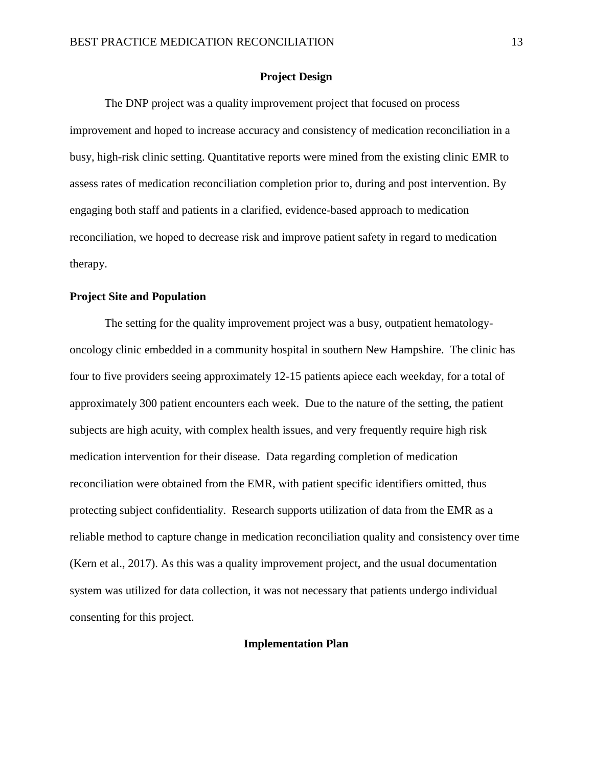## Project Design

The DNP project was a quality improvement project that focused on process improvement and hoped to increase accuracy and consistency of medication reconciliation in a busy, high-risk clinic setting. Quantitative reports were mined from the existing clinic EMR to assess rates of medication reconciliation completion prior to, during and post intervention. By engaging both staff and patients in a clarified, evidence-based approach to medication reconciliation, we hoped to decrease risk and improve patient safety in regard to medication therapy.

### Project Site and Population

The setting for the quality improvement project was a busy, outpatient hematology-oncology clinic embedded in a community hospital in southern New Hampshire. The clinic has four to five providers seeing approximately 12-15 patients apiece each weekday, for a total of approximately 300 patient encounters each week. Due to the nature of the setting, the patient subjects are high acuity, with complex health issues, and very frequently require high risk medication intervention for their disease. Data regarding completion of medication reconciliation were obtained from the EMR, with patient specific identifiers omitted, thus protecting subject confidentiality. Research supports utilization of data from the EMR as a reliable method to capture change in medication reconciliation quality and consistency over time (Kern et al., 2017). As this was a quality improvement project, and the usual documentation system was utilized for data collection, it was not necessary that patients undergo individual consenting for this project.

## Implementation Plan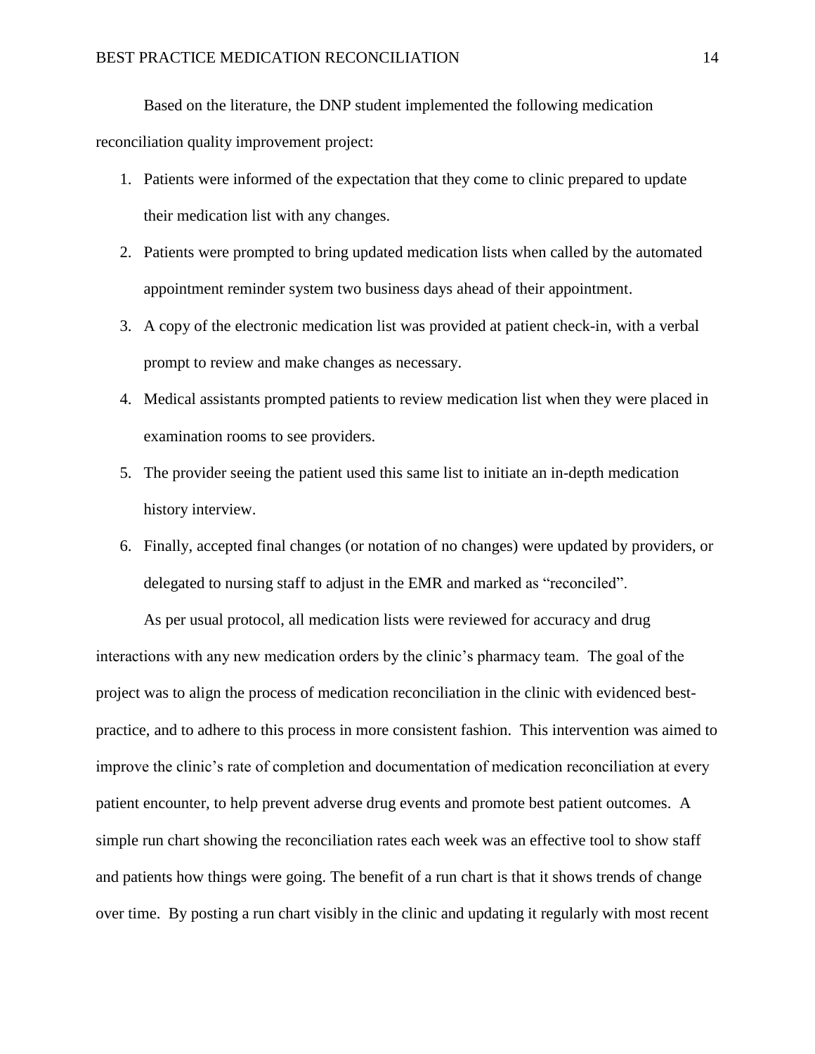Based on the literature, the DNP student implemented the following medication reconciliation quality improvement project:

1. Patients were informed of the expectation that they come to clinic prepared to update their medication list with any changes.
2. Patients were prompted to bring updated medication lists when called by the automated appointment reminder system two business days ahead of their appointment.
3. A copy of the electronic medication list was provided at patient check-in, with a verbal prompt to review and make changes as necessary.
4. Medical assistants prompted patients to review medication list when they were placed in examination rooms to see providers.
5. The provider seeing the patient used this same list to initiate an in-depth medication history interview.
6. Finally, accepted final changes (or notation of no changes) were updated by providers, or delegated to nursing staff to adjust in the EMR and marked as "reconciled".

As per usual protocol, all medication lists were reviewed for accuracy and drug interactions with any new medication orders by the clinic's pharmacy team. The goal of the project was to align the process of medication reconciliation in the clinic with evidenced best-practice, and to adhere to this process in more consistent fashion. This intervention was aimed to improve the clinic's rate of completion and documentation of medication reconciliation at every patient encounter, to help prevent adverse drug events and promote best patient outcomes. A simple run chart showing the reconciliation rates each week was an effective tool to show staff and patients how things were going. The benefit of a run chart is that it shows trends of change over time. By posting a run chart visibly in the clinic and updating it regularly with most recent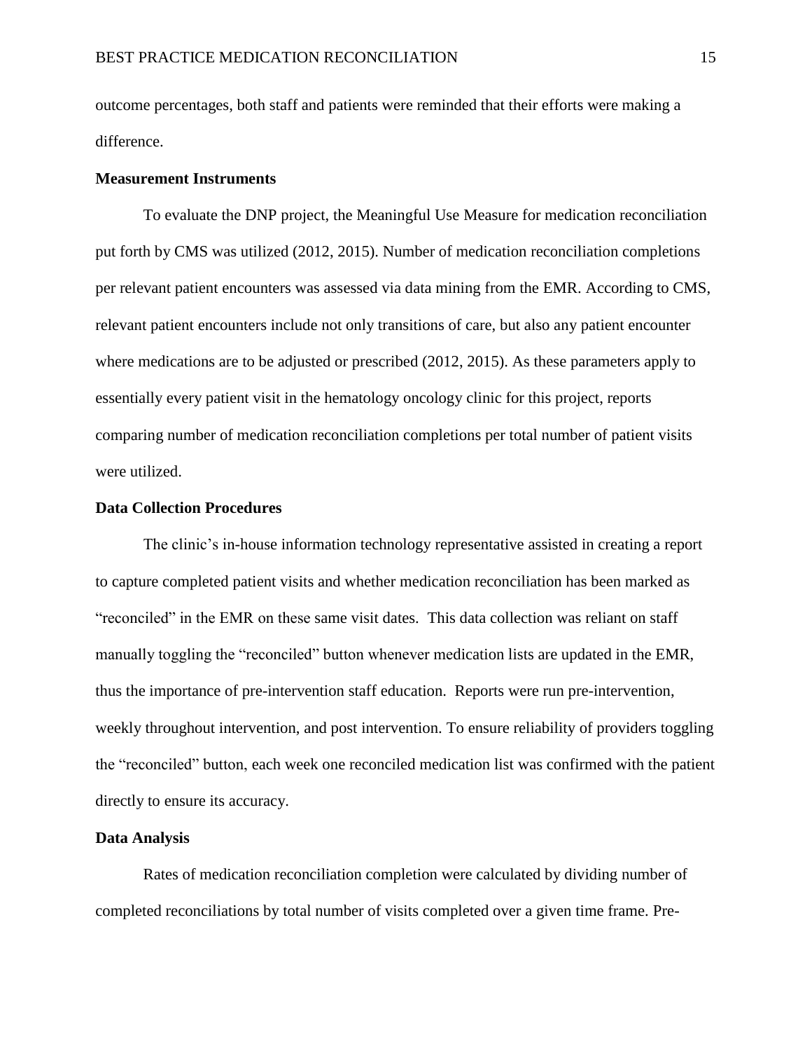outcome percentages, both staff and patients were reminded that their efforts were making a difference.

**Measurement Instruments**

To evaluate the DNP project, the Meaningful Use Measure for medication reconciliation put forth by CMS was utilized (2012, 2015). Number of medication reconciliation completions per relevant patient encounters was assessed via data mining from the EMR. According to CMS, relevant patient encounters include not only transitions of care, but also any patient encounter where medications are to be adjusted or prescribed (2012, 2015). As these parameters apply to essentially every patient visit in the hematology oncology clinic for this project, reports comparing number of medication reconciliation completions per total number of patient visits were utilized.

**Data Collection Procedures**

The clinic's in-house information technology representative assisted in creating a report to capture completed patient visits and whether medication reconciliation has been marked as "reconciled" in the EMR on these same visit dates. This data collection was reliant on staff manually toggling the "reconciled" button whenever medication lists are updated in the EMR, thus the importance of pre-intervention staff education. Reports were run pre-intervention, weekly throughout intervention, and post intervention. To ensure reliability of providers toggling the "reconciled" button, each week one reconciled medication list was confirmed with the patient directly to ensure its accuracy.

**Data Analysis**

Rates of medication reconciliation completion were calculated by dividing number of completed reconciliations by total number of visits completed over a given time frame. Pre-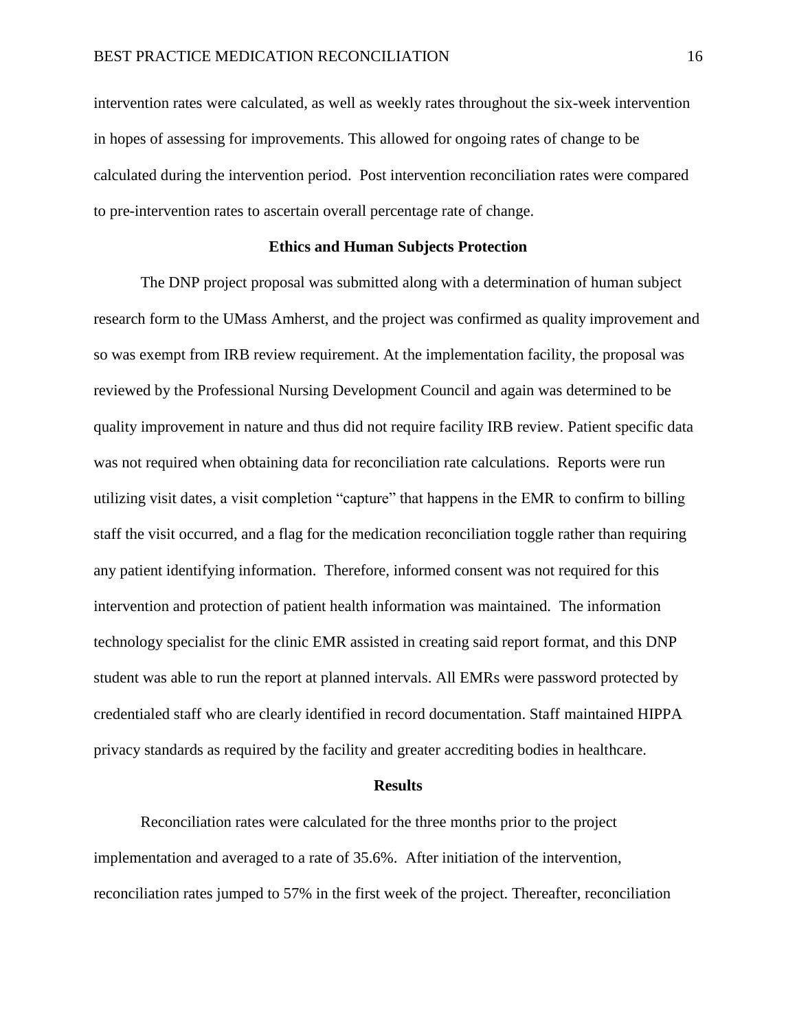intervention rates were calculated, as well as weekly rates throughout the six-week intervention in hopes of assessing for improvements. This allowed for ongoing rates of change to be calculated during the intervention period. Post intervention reconciliation rates were compared to pre-intervention rates to ascertain overall percentage rate of change.

## Ethics and Human Subjects Protection

The DNP project proposal was submitted along with a determination of human subject research form to the UMass Amherst, and the project was confirmed as quality improvement and so was exempt from IRB review requirement. At the implementation facility, the proposal was reviewed by the Professional Nursing Development Council and again was determined to be quality improvement in nature and thus did not require facility IRB review. Patient specific data was not required when obtaining data for reconciliation rate calculations. Reports were run utilizing visit dates, a visit completion "capture" that happens in the EMR to confirm to billing staff the visit occurred, and a flag for the medication reconciliation toggle rather than requiring any patient identifying information. Therefore, informed consent was not required for this intervention and protection of patient health information was maintained. The information technology specialist for the clinic EMR assisted in creating said report format, and this DNP student was able to run the report at planned intervals. All EMRs were password protected by credentialed staff who are clearly identified in record documentation. Staff maintained HIPPA privacy standards as required by the facility and greater accrediting bodies in healthcare.

## Results

Reconciliation rates were calculated for the three months prior to the project implementation and averaged to a rate of 35.6%. After initiation of the intervention, reconciliation rates jumped to 57% in the first week of the project. Thereafter, reconciliation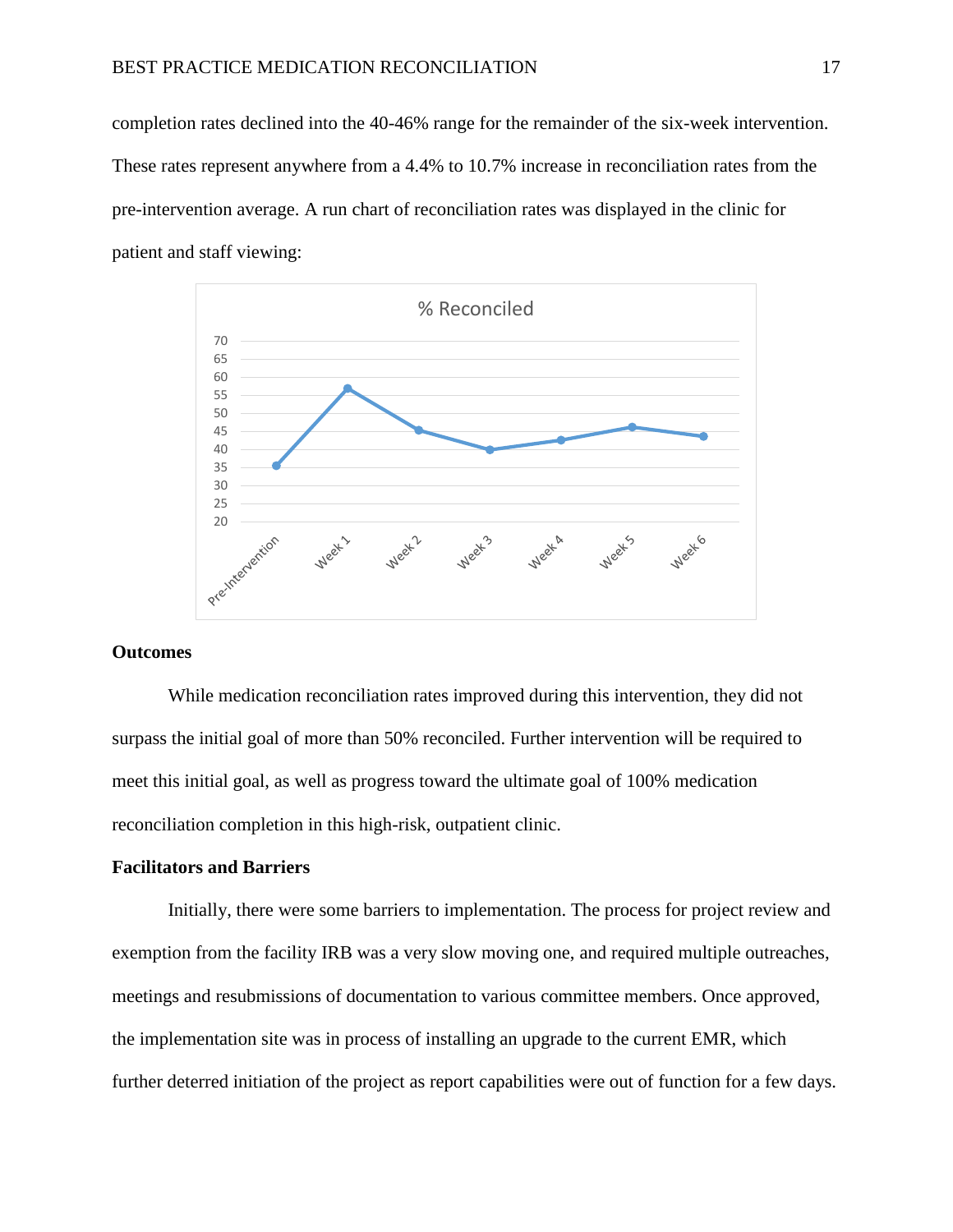completion rates declined into the 40-46% range for the remainder of the six-week intervention. These rates represent anywhere from a 4.4% to 10.7% increase in reconciliation rates from the pre-intervention average. A run chart of reconciliation rates was displayed in the clinic for patient and staff viewing:

**Outcomes**

While medication reconciliation rates improved during this intervention, they did not surpass the initial goal of more than 50% reconciled. Further intervention will be required to meet this initial goal, as well as progress toward the ultimate goal of 100% medication reconciliation completion in this high-risk, outpatient clinic.

**Facilitators and Barriers**

Initially, there were some barriers to implementation. The process for project review and exemption from the facility IRB was a very slow moving one, and required multiple outreaches, meetings and resubmissions of documentation to various committee members. Once approved, the implementation site was in process of installing an upgrade to the current EMR, which further deterred initiation of the project as report capabilities were out of function for a few days.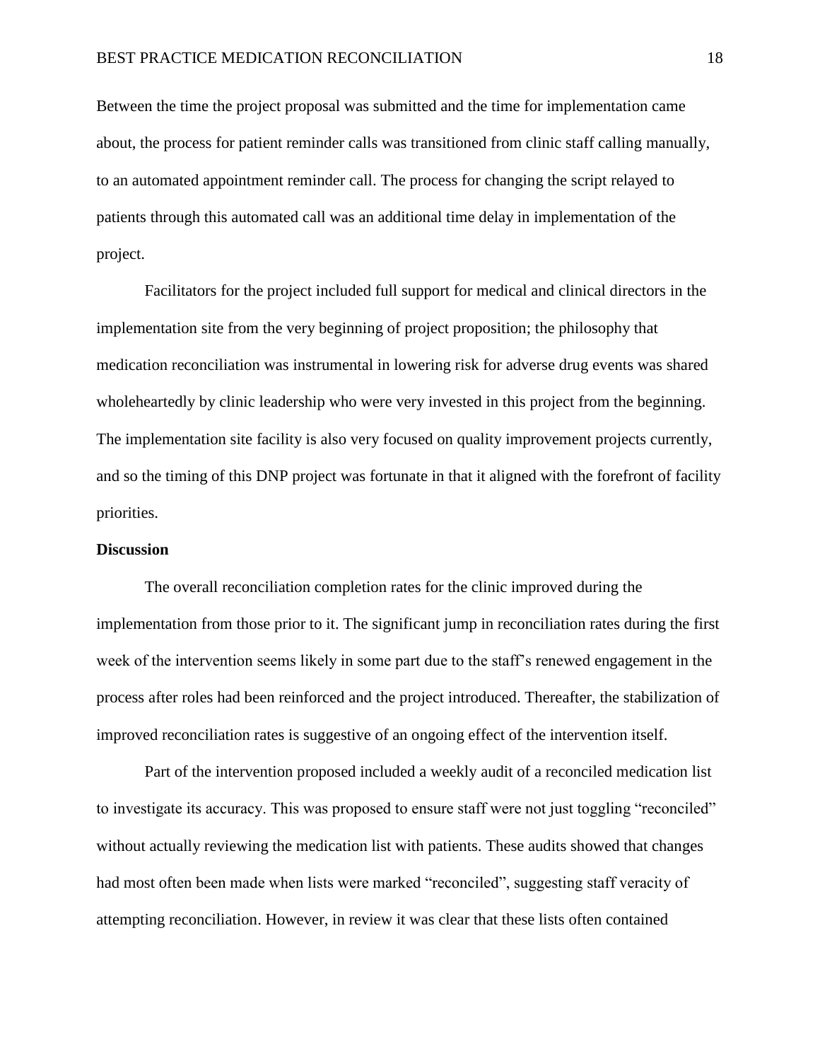Between the time the project proposal was submitted and the time for implementation came about, the process for patient reminder calls was transitioned from clinic staff calling manually, to an automated appointment reminder call. The process for changing the script relayed to patients through this automated call was an additional time delay in implementation of the project.

Facilitators for the project included full support for medical and clinical directors in the implementation site from the very beginning of project proposition; the philosophy that medication reconciliation was instrumental in lowering risk for adverse drug events was shared wholeheartedly by clinic leadership who were very invested in this project from the beginning. The implementation site facility is also very focused on quality improvement projects currently, and so the timing of this DNP project was fortunate in that it aligned with the forefront of facility priorities.

**Discussion**

The overall reconciliation completion rates for the clinic improved during the implementation from those prior to it. The significant jump in reconciliation rates during the first week of the intervention seems likely in some part due to the staff's renewed engagement in the process after roles had been reinforced and the project introduced. Thereafter, the stabilization of improved reconciliation rates is suggestive of an ongoing effect of the intervention itself.

Part of the intervention proposed included a weekly audit of a reconciled medication list to investigate its accuracy. This was proposed to ensure staff were not just toggling "reconciled" without actually reviewing the medication list with patients. These audits showed that changes had most often been made when lists were marked "reconciled", suggesting staff veracity of attempting reconciliation. However, in review it was clear that these lists often contained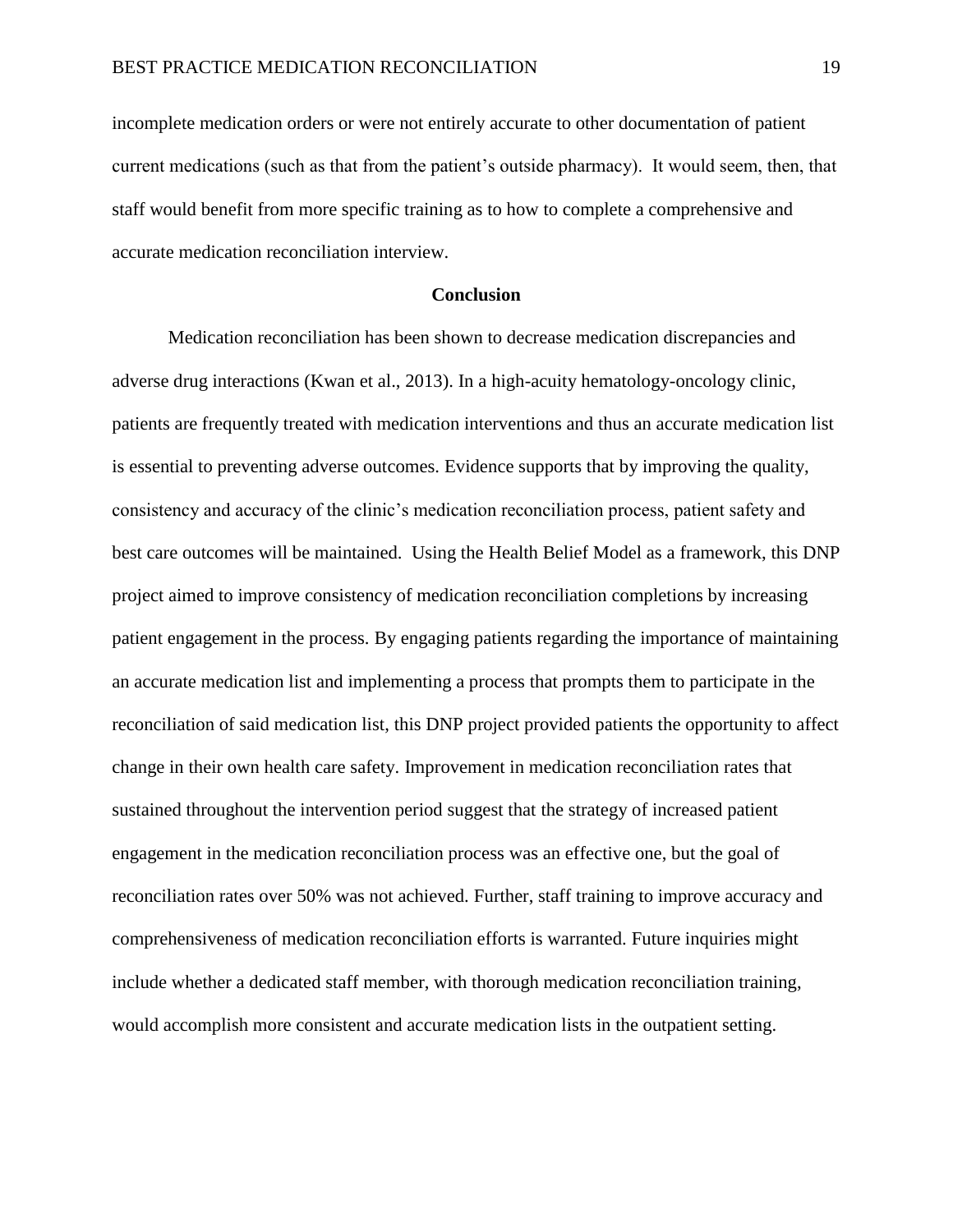incomplete medication orders or were not entirely accurate to other documentation of patient current medications (such as that from the patient's outside pharmacy). It would seem, then, that staff would benefit from more specific training as to how to complete a comprehensive and accurate medication reconciliation interview.

## Conclusion

Medication reconciliation has been shown to decrease medication discrepancies and adverse drug interactions (Kwan et al., 2013). In a high-acuity hematology-oncology clinic, patients are frequently treated with medication interventions and thus an accurate medication list is essential to preventing adverse outcomes. Evidence supports that by improving the quality, consistency and accuracy of the clinic's medication reconciliation process, patient safety and best care outcomes will be maintained. Using the Health Belief Model as a framework, this DNP project aimed to improve consistency of medication reconciliation completions by increasing patient engagement in the process. By engaging patients regarding the importance of maintaining an accurate medication list and implementing a process that prompts them to participate in the reconciliation of said medication list, this DNP project provided patients the opportunity to affect change in their own health care safety. Improvement in medication reconciliation rates that sustained throughout the intervention period suggest that the strategy of increased patient engagement in the medication reconciliation process was an effective one, but the goal of reconciliation rates over 50% was not achieved. Further, staff training to improve accuracy and comprehensiveness of medication reconciliation efforts is warranted. Future inquiries might include whether a dedicated staff member, with thorough medication reconciliation training, would accomplish more consistent and accurate medication lists in the outpatient setting.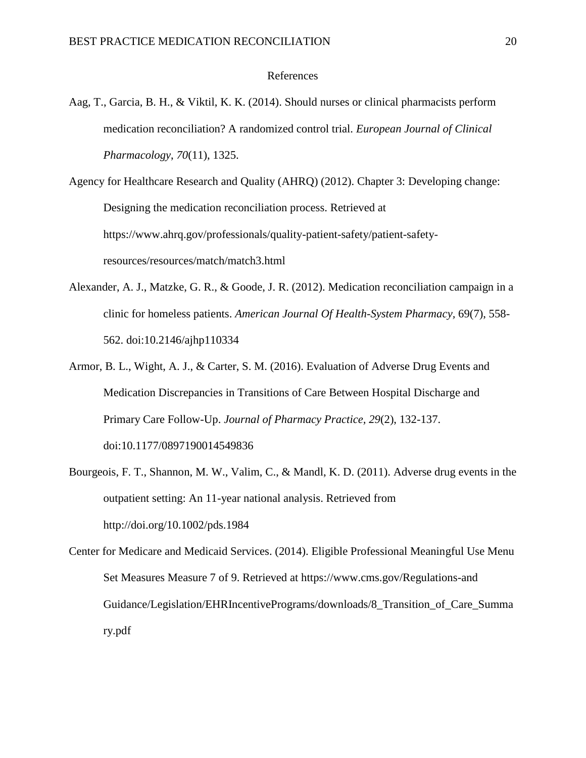# References

Aag, T., Garcia, B. H., & Viktil, K. K. (2014). Should nurses or clinical pharmacists perform medication reconciliation? A randomized control trial. *European Journal of Clinical Pharmacology*, *70*(11), 1325.

Agency for Healthcare Research and Quality (AHRQ) (2012). Chapter 3: Developing change: Designing the medication reconciliation process. Retrieved at https://www.ahrq.gov/professionals/quality-patient-safety/patient-safety-resources/resources/match/match3.html

Alexander, A. J., Matzke, G. R., & Goode, J. R. (2012). Medication reconciliation campaign in a clinic for homeless patients. *American Journal Of Health-System Pharmacy*, 69(7), 558-562. doi:10.2146/ajhp110334

Armor, B. L., Wight, A. J., & Carter, S. M. (2016). Evaluation of Adverse Drug Events and Medication Discrepancies in Transitions of Care Between Hospital Discharge and Primary Care Follow-Up. *Journal of Pharmacy Practice, 29*(2), 132-137. doi:10.1177/0897190014549836

Bourgeois, F. T., Shannon, M. W., Valim, C., & Mandl, K. D. (2011). Adverse drug events in the outpatient setting: An 11-year national analysis. Retrieved from http://doi.org/10.1002/pds.1984

Center for Medicare and Medicaid Services. (2014). Eligible Professional Meaningful Use Menu Set Measures Measure 7 of 9. Retrieved at https://www.cms.gov/Regulations-and Guidance/Legislation/EHRIncentivePrograms/downloads/8_Transition_of_Care_Summary.pdf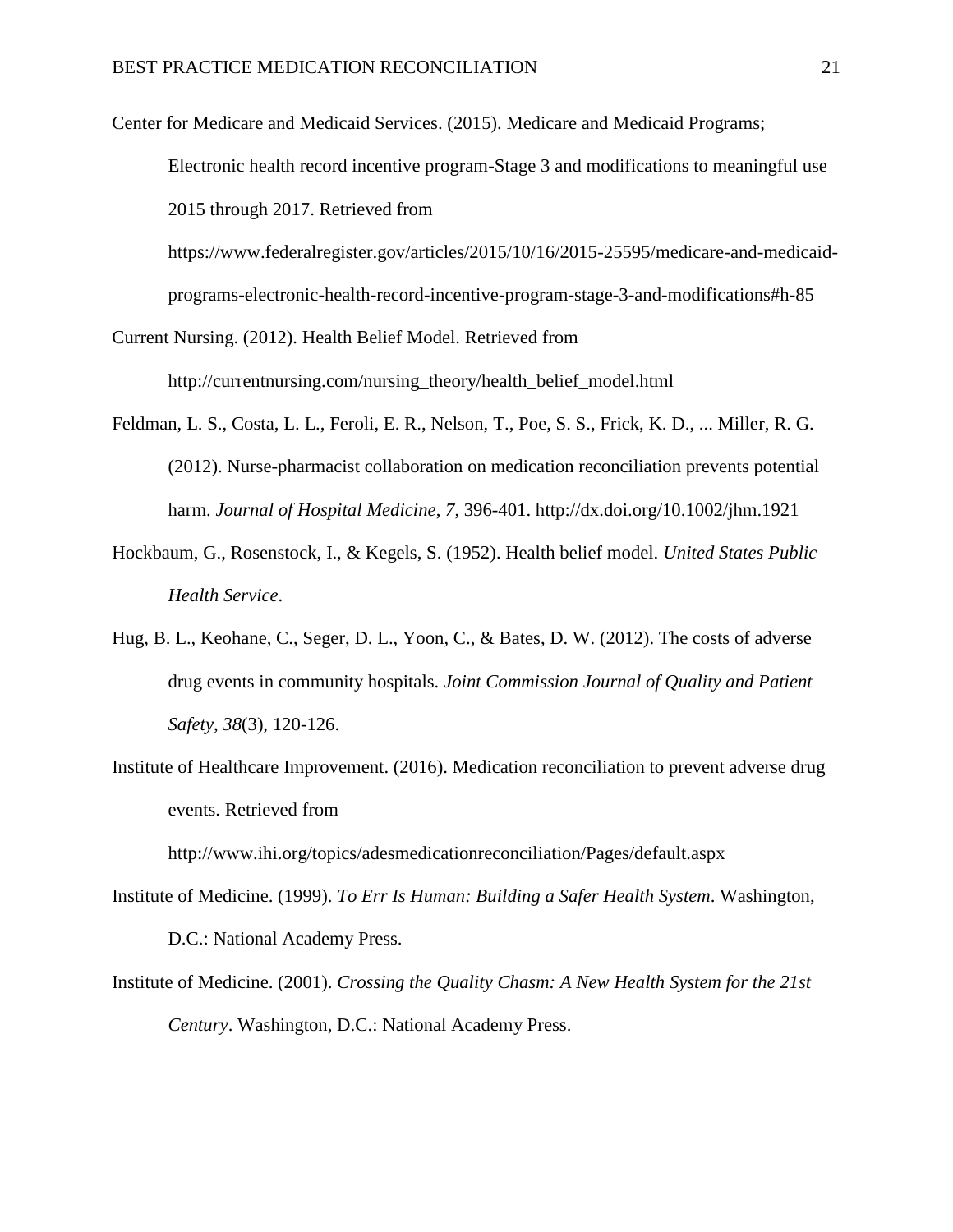Center for Medicare and Medicaid Services. (2015). Medicare and Medicaid Programs; Electronic health record incentive program-Stage 3 and modifications to meaningful use 2015 through 2017. Retrieved from https://www.federalregister.gov/articles/2015/10/16/2015-25595/medicare-and-medicaid-programs-electronic-health-record-incentive-program-stage-3-and-modifications#h-85

Current Nursing. (2012). Health Belief Model. Retrieved from http://currentnursing.com/nursing_theory/health_belief_model.html

Feldman, L. S., Costa, L. L., Feroli, E. R., Nelson, T., Poe, S. S., Frick, K. D., ... Miller, R. G. (2012). Nurse-pharmacist collaboration on medication reconciliation prevents potential harm. *Journal of Hospital Medicine*, *7*, 396-401. http://dx.doi.org/10.1002/jhm.1921

Hockbaum, G., Rosenstock, I., & Kegels, S. (1952). Health belief model. *United States Public Health Service*.

Hug, B. L., Keohane, C., Seger, D. L., Yoon, C., & Bates, D. W. (2012). The costs of adverse drug events in community hospitals. *Joint Commission Journal of Quality and Patient Safety*, *38*(3), 120-126.

Institute of Healthcare Improvement. (2016). Medication reconciliation to prevent adverse drug events. Retrieved from http://www.ihi.org/topics/adesmedicationreconciliation/Pages/default.aspx

Institute of Medicine. (1999). *To Err Is Human: Building a Safer Health System*. Washington, D.C.: National Academy Press.

Institute of Medicine. (2001). *Crossing the Quality Chasm: A New Health System for the 21st Century*. Washington, D.C.: National Academy Press.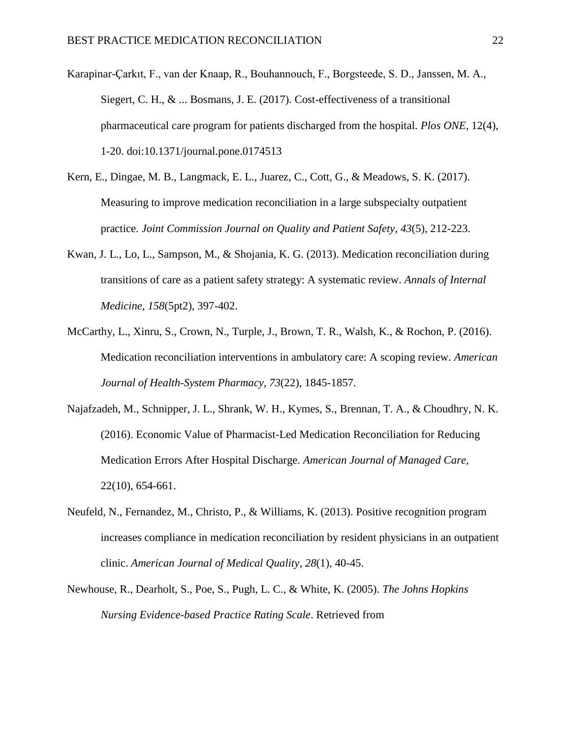Karapinar-Çarkıt, F., van der Knaap, R., Bouhannouch, F., Borgsteede, S. D., Janssen, M. A., Siegert, C. H., & ... Bosmans, J. E. (2017). Cost-effectiveness of a transitional pharmaceutical care program for patients discharged from the hospital. *Plos ONE*, 12(4), 1-20. doi:10.1371/journal.pone.0174513

Kern, E., Dingae, M. B., Langmack, E. L., Juarez, C., Cott, G., & Meadows, S. K. (2017). Measuring to improve medication reconciliation in a large subspecialty outpatient practice. *Joint Commission Journal on Quality and Patient Safety*, *43*(5), 212-223.

Kwan, J. L., Lo, L., Sampson, M., & Shojania, K. G. (2013). Medication reconciliation during transitions of care as a patient safety strategy: A systematic review. *Annals of Internal Medicine*, *158*(5pt2), 397-402.

McCarthy, L., Xinru, S., Crown, N., Turple, J., Brown, T. R., Walsh, K., & Rochon, P. (2016). Medication reconciliation interventions in ambulatory care: A scoping review. *American Journal of Health-System Pharmacy*, *73*(22), 1845-1857.

Najafzadeh, M., Schnipper, J. L., Shrank, W. H., Kymes, S., Brennan, T. A., & Choudhry, N. K. (2016). Economic Value of Pharmacist-Led Medication Reconciliation for Reducing Medication Errors After Hospital Discharge. *American Journal of Managed Care,* 22(10), 654-661.

Neufeld, N., Fernandez, M., Christo, P., & Williams, K. (2013). Positive recognition program increases compliance in medication reconciliation by resident physicians in an outpatient clinic. *American Journal of Medical Quality*, *28*(1), 40-45.

Newhouse, R., Dearholt, S., Poe, S., Pugh, L. C., & White, K. (2005). *The Johns Hopkins Nursing Evidence-based Practice Rating Scale*. Retrieved from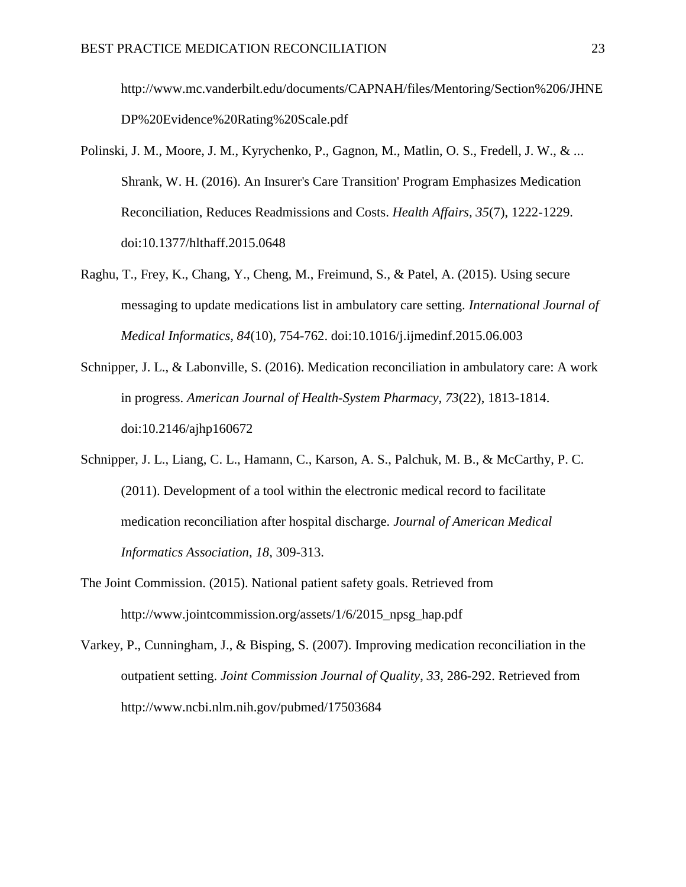http://www.mc.vanderbilt.edu/documents/CAPNAH/files/Mentoring/Section%206/JHNEDP%20Evidence%20Rating%20Scale.pdf

Polinski, J. M., Moore, J. M., Kyrychenko, P., Gagnon, M., Matlin, O. S., Fredell, J. W., & ... Shrank, W. H. (2016). An Insurer's Care Transition' Program Emphasizes Medication Reconciliation, Reduces Readmissions and Costs. *Health Affairs, 35*(7), 1222-1229. doi:10.1377/hlthaff.2015.0648

Raghu, T., Frey, K., Chang, Y., Cheng, M., Freimund, S., & Patel, A. (2015). Using secure messaging to update medications list in ambulatory care setting. *International Journal of Medical Informatics, 84*(10), 754-762. doi:10.1016/j.ijmedinf.2015.06.003

Schnipper, J. L., & Labonville, S. (2016). Medication reconciliation in ambulatory care: A work in progress. *American Journal of Health-System Pharmacy, 73*(22), 1813-1814. doi:10.2146/ajhp160672

Schnipper, J. L., Liang, C. L., Hamann, C., Karson, A. S., Palchuk, M. B., & McCarthy, P. C. (2011). Development of a tool within the electronic medical record to facilitate medication reconciliation after hospital discharge. *Journal of American Medical Informatics Association*, *18*, 309-313.

The Joint Commission. (2015). National patient safety goals. Retrieved from http://www.jointcommission.org/assets/1/6/2015_npsg_hap.pdf

Varkey, P., Cunningham, J., & Bisping, S. (2007). Improving medication reconciliation in the outpatient setting. *Joint Commission Journal of Quality, 33*, 286-292. Retrieved from http://www.ncbi.nlm.nih.gov/pubmed/17503684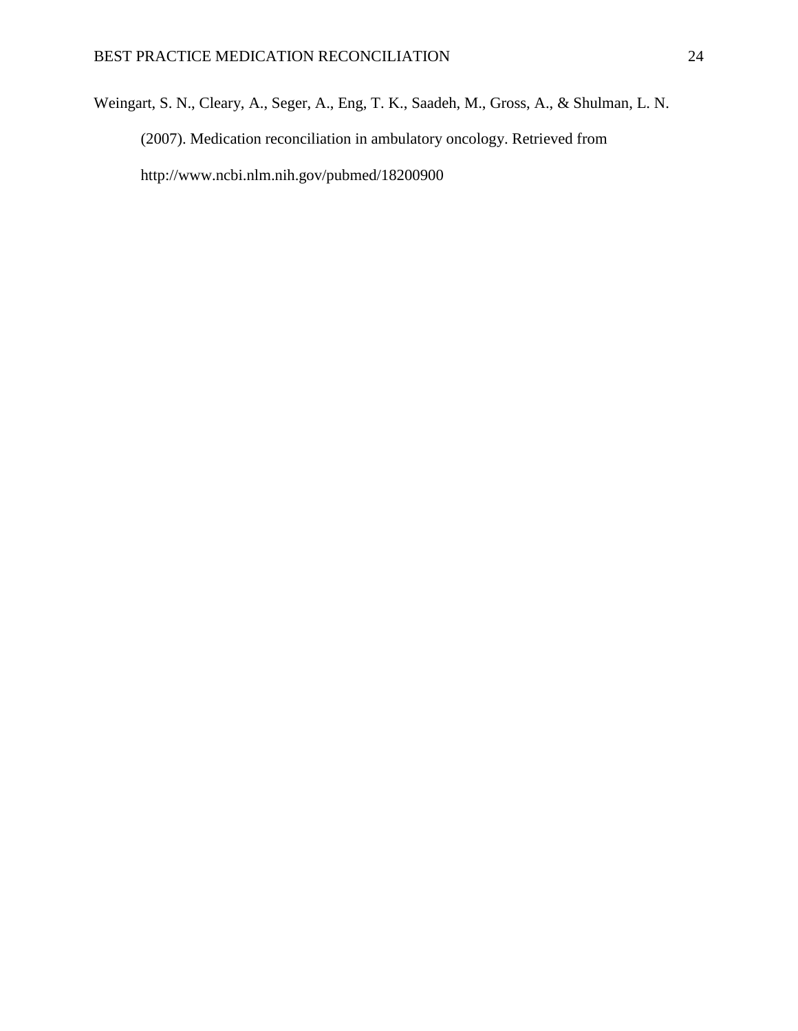Weingart, S. N., Cleary, A., Seger, A., Eng, T. K., Saadeh, M., Gross, A., & Shulman, L. N. (2007). Medication reconciliation in ambulatory oncology. Retrieved from http://www.ncbi.nlm.nih.gov/pubmed/18200900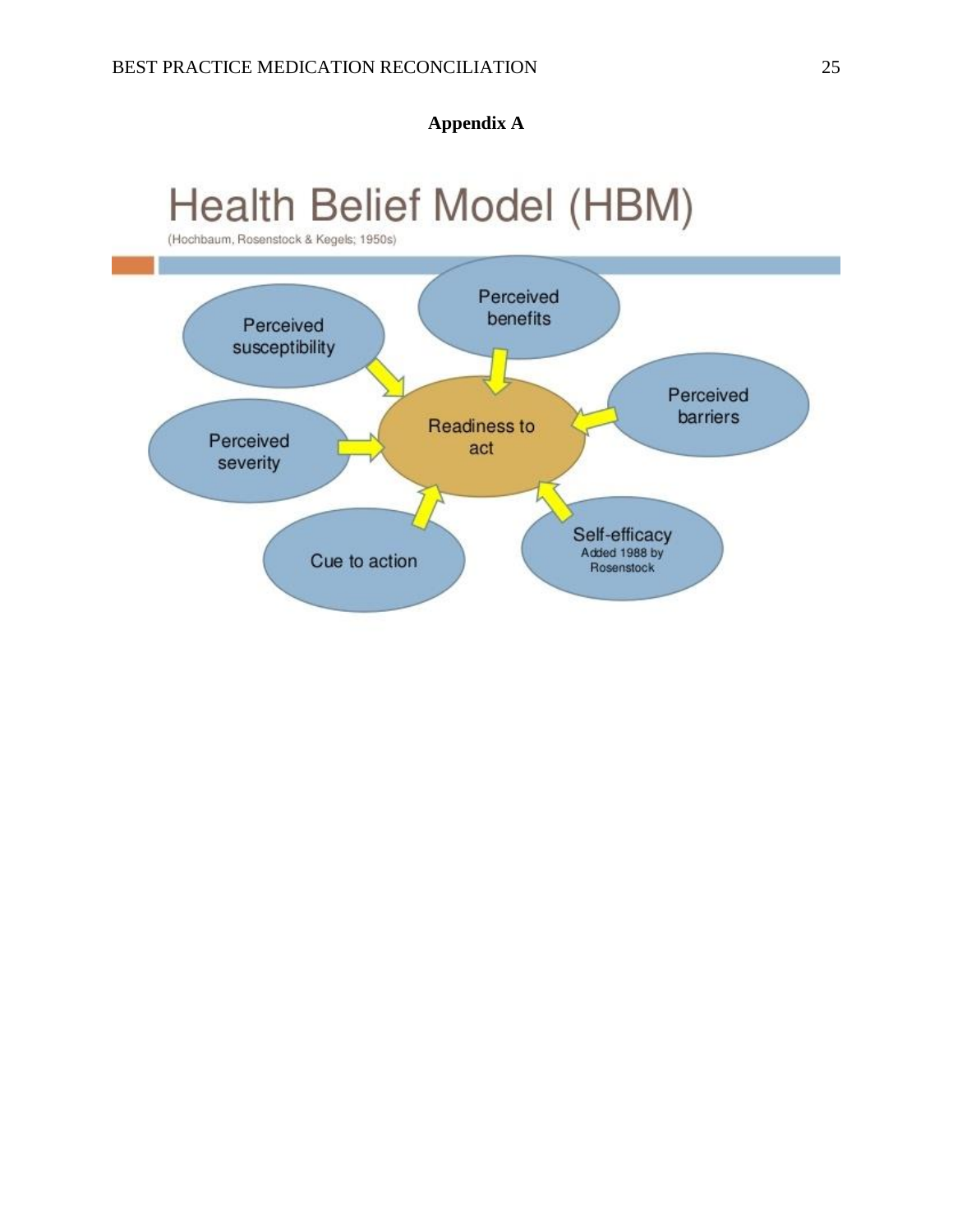## Appendix A

# Health Belief Model (HBM)

(Hochbaum, Rosenstock & Kegels; 1950s)

- Perceived susceptibility
- Perceived benefits
- Perceived barriers
- Perceived severity
- Readiness to act
- Cue to action
- Self-efficacy
  Added 1988 by Rosenstock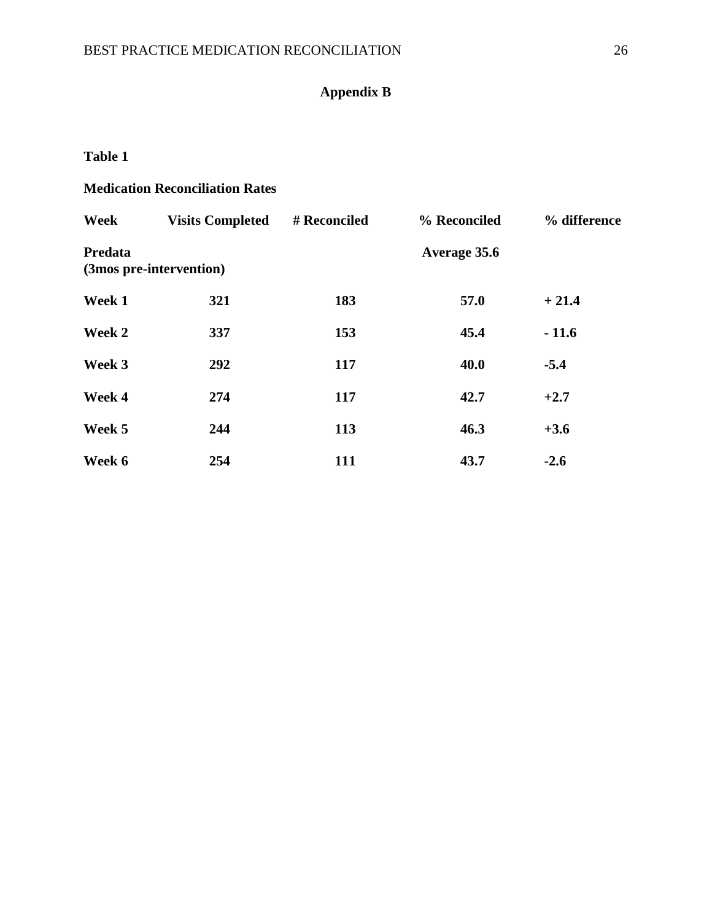## Appendix B

**Table 1**

**Medication Reconciliation Rates**

| Week | Visits Completed | # Reconciled | % Reconciled | % difference |
|---|---|---|---|---|
| Predata (3mos pre-intervention) | | | Average 35.6 | |
| Week 1 | 321 | 183 | 57.0 | + 21.4 |
| Week 2 | 337 | 153 | 45.4 | - 11.6 |
| Week 3 | 292 | 117 | 40.0 | -5.4 |
| Week 4 | 274 | 117 | 42.7 | +2.7 |
| Week 5 | 244 | 113 | 46.3 | +3.6 |
| Week 6 | 254 | 111 | 43.7 | -2.6 |